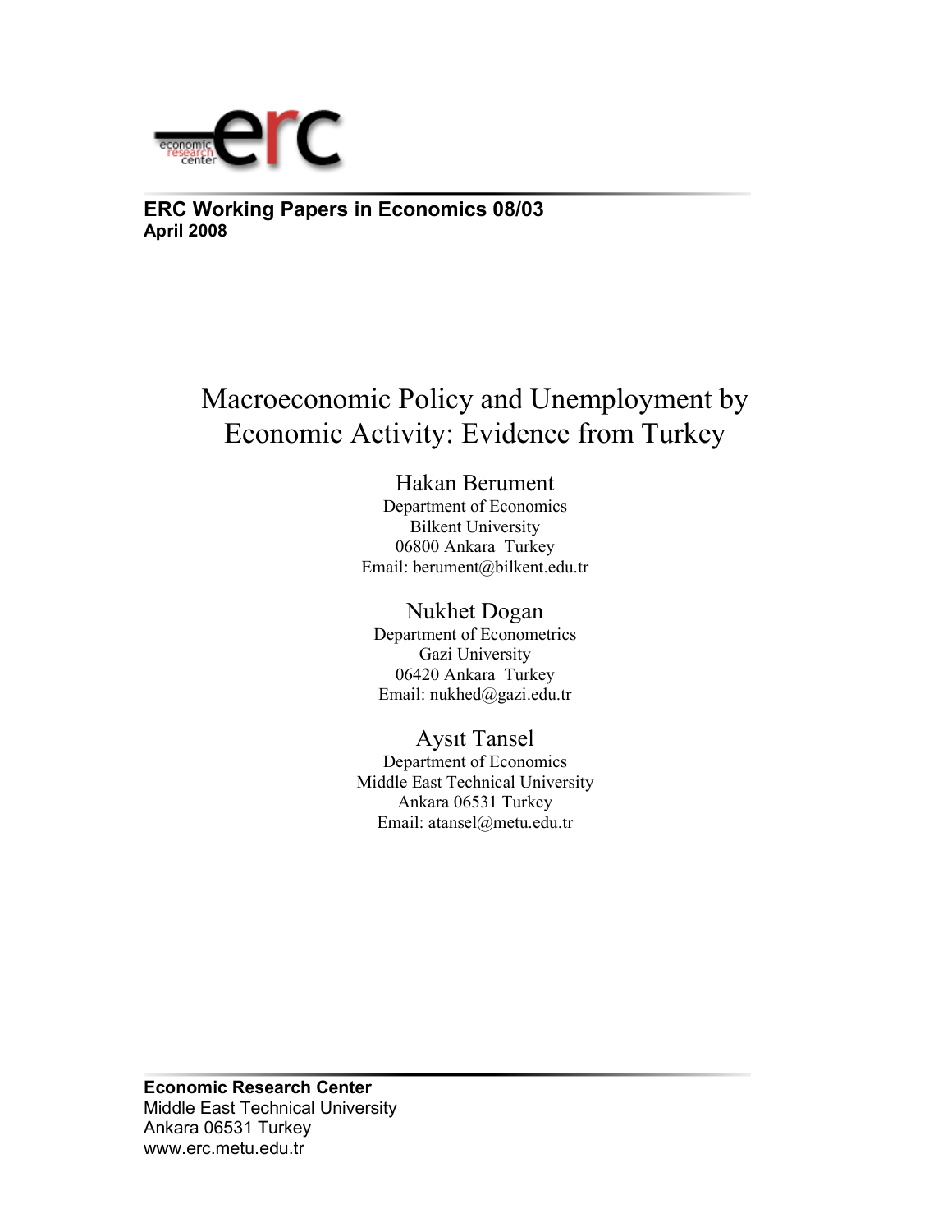**ERC Working Papers in Economics 08/03**
**April 2008**

# Macroeconomic Policy and Unemployment by Economic Activity: Evidence from Turkey

Hakan Berument
Department of Economics
Bilkent University
06800 Ankara Turkey
Email: berument@bilkent.edu.tr

Nukhet Dogan
Department of Econometrics
Gazi University
06420 Ankara Turkey
Email: nukhed@gazi.edu.tr

Aysıt Tansel
Department of Economics
Middle East Technical University
Ankara 06531 Turkey
Email: atansel@metu.edu.tr

**Economic Research Center**
Middle East Technical University
Ankara 06531 Turkey
www.erc.metu.edu.tr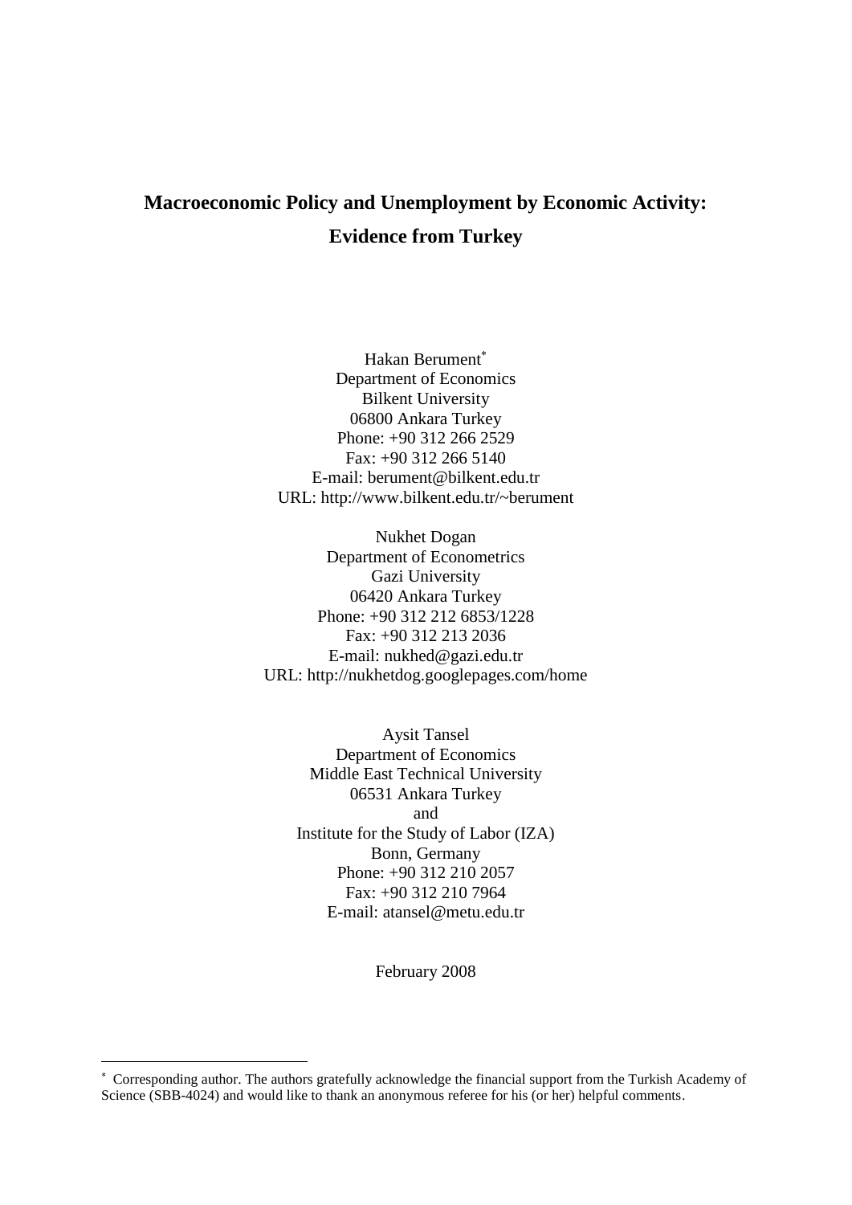# Macroeconomic Policy and Unemployment by Economic Activity: Evidence from Turkey

Hakan Berument[*]
Department of Economics
Bilkent University
06800 Ankara Turkey
Phone: +90 312 266 2529
Fax: +90 312 266 5140
E-mail: berument@bilkent.edu.tr
URL: http://www.bilkent.edu.tr/~berument

Nukhet Dogan
Department of Econometrics
Gazi University
06420 Ankara Turkey
Phone: +90 312 212 6853/1228
Fax: +90 312 213 2036
E-mail: nukhed@gazi.edu.tr
URL: http://nukhetdog.googlepages.com/home

Aysit Tansel
Department of Economics
Middle East Technical University
06531 Ankara Turkey
and
Institute for the Study of Labor (IZA)
Bonn, Germany
Phone: +90 312 210 2057
Fax: +90 312 210 7964
E-mail: atansel@metu.edu.tr

February 2008

[*] Corresponding author. The authors gratefully acknowledge the financial support from the Turkish Academy of Science (SBB-4024) and would like to thank an anonymous referee for his (or her) helpful comments.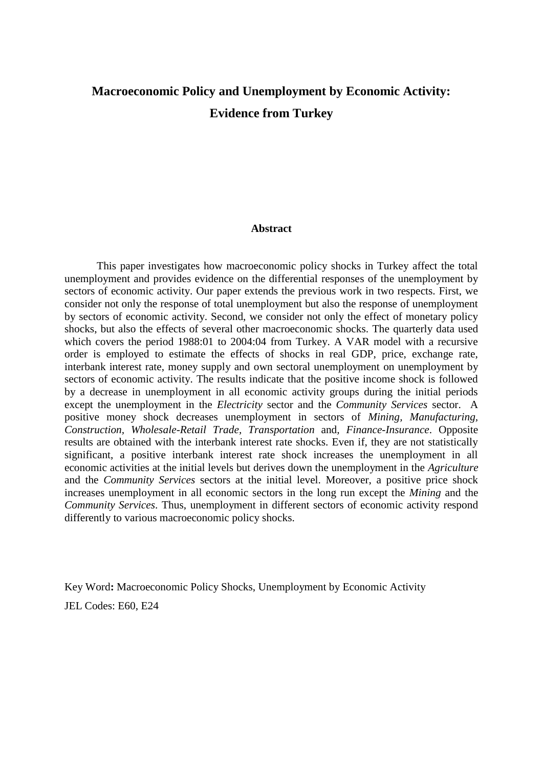# Macroeconomic Policy and Unemployment by Economic Activity: Evidence from Turkey

### Abstract

This paper investigates how macroeconomic policy shocks in Turkey affect the total unemployment and provides evidence on the differential responses of the unemployment by sectors of economic activity. Our paper extends the previous work in two respects. First, we consider not only the response of total unemployment but also the response of unemployment by sectors of economic activity. Second, we consider not only the effect of monetary policy shocks, but also the effects of several other macroeconomic shocks. The quarterly data used which covers the period 1988:01 to 2004:04 from Turkey. A VAR model with a recursive order is employed to estimate the effects of shocks in real GDP, price, exchange rate, interbank interest rate, money supply and own sectoral unemployment on unemployment by sectors of economic activity. The results indicate that the positive income shock is followed by a decrease in unemployment in all economic activity groups during the initial periods except the unemployment in the *Electricity* sector and the *Community Services* sector. A positive money shock decreases unemployment in sectors of *Mining, Manufacturing, Construction, Wholesale-Retail Trade, Transportation* and, *Finance-Insurance*. Opposite results are obtained with the interbank interest rate shocks. Even if, they are not statistically significant, a positive interbank interest rate shock increases the unemployment in all economic activities at the initial levels but derives down the unemployment in the *Agriculture* and the *Community Services* sectors at the initial level. Moreover, a positive price shock increases unemployment in all economic sectors in the long run except the *Mining* and the *Community Services*. Thus, unemployment in different sectors of economic activity respond differently to various macroeconomic policy shocks.

Key Word**:** Macroeconomic Policy Shocks, Unemployment by Economic Activity

JEL Codes: E60, E24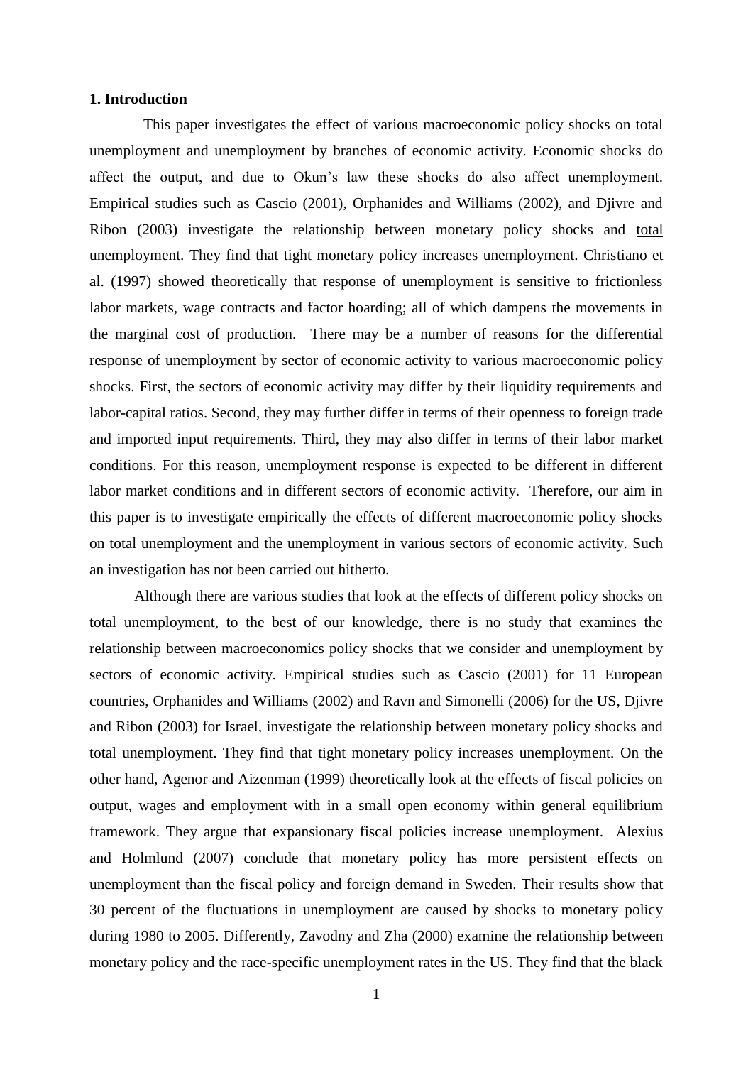## 1. Introduction

This paper investigates the effect of various macroeconomic policy shocks on total unemployment and unemployment by branches of economic activity. Economic shocks do affect the output, and due to Okun's law these shocks do also affect unemployment. Empirical studies such as Cascio (2001), Orphanides and Williams (2002), and Djivre and Ribon (2003) investigate the relationship between monetary policy shocks and total unemployment. They find that tight monetary policy increases unemployment. Christiano et al. (1997) showed theoretically that response of unemployment is sensitive to frictionless labor markets, wage contracts and factor hoarding; all of which dampens the movements in the marginal cost of production. There may be a number of reasons for the differential response of unemployment by sector of economic activity to various macroeconomic policy shocks. First, the sectors of economic activity may differ by their liquidity requirements and labor-capital ratios. Second, they may further differ in terms of their openness to foreign trade and imported input requirements. Third, they may also differ in terms of their labor market conditions. For this reason, unemployment response is expected to be different in different labor market conditions and in different sectors of economic activity. Therefore, our aim in this paper is to investigate empirically the effects of different macroeconomic policy shocks on total unemployment and the unemployment in various sectors of economic activity. Such an investigation has not been carried out hitherto.

Although there are various studies that look at the effects of different policy shocks on total unemployment, to the best of our knowledge, there is no study that examines the relationship between macroeconomics policy shocks that we consider and unemployment by sectors of economic activity. Empirical studies such as Cascio (2001) for 11 European countries, Orphanides and Williams (2002) and Ravn and Simonelli (2006) for the US, Djivre and Ribon (2003) for Israel, investigate the relationship between monetary policy shocks and total unemployment. They find that tight monetary policy increases unemployment. On the other hand, Agenor and Aizenman (1999) theoretically look at the effects of fiscal policies on output, wages and employment with in a small open economy within general equilibrium framework. They argue that expansionary fiscal policies increase unemployment. Alexius and Holmlund (2007) conclude that monetary policy has more persistent effects on unemployment than the fiscal policy and foreign demand in Sweden. Their results show that 30 percent of the fluctuations in unemployment are caused by shocks to monetary policy during 1980 to 2005. Differently, Zavodny and Zha (2000) examine the relationship between monetary policy and the race-specific unemployment rates in the US. They find that the black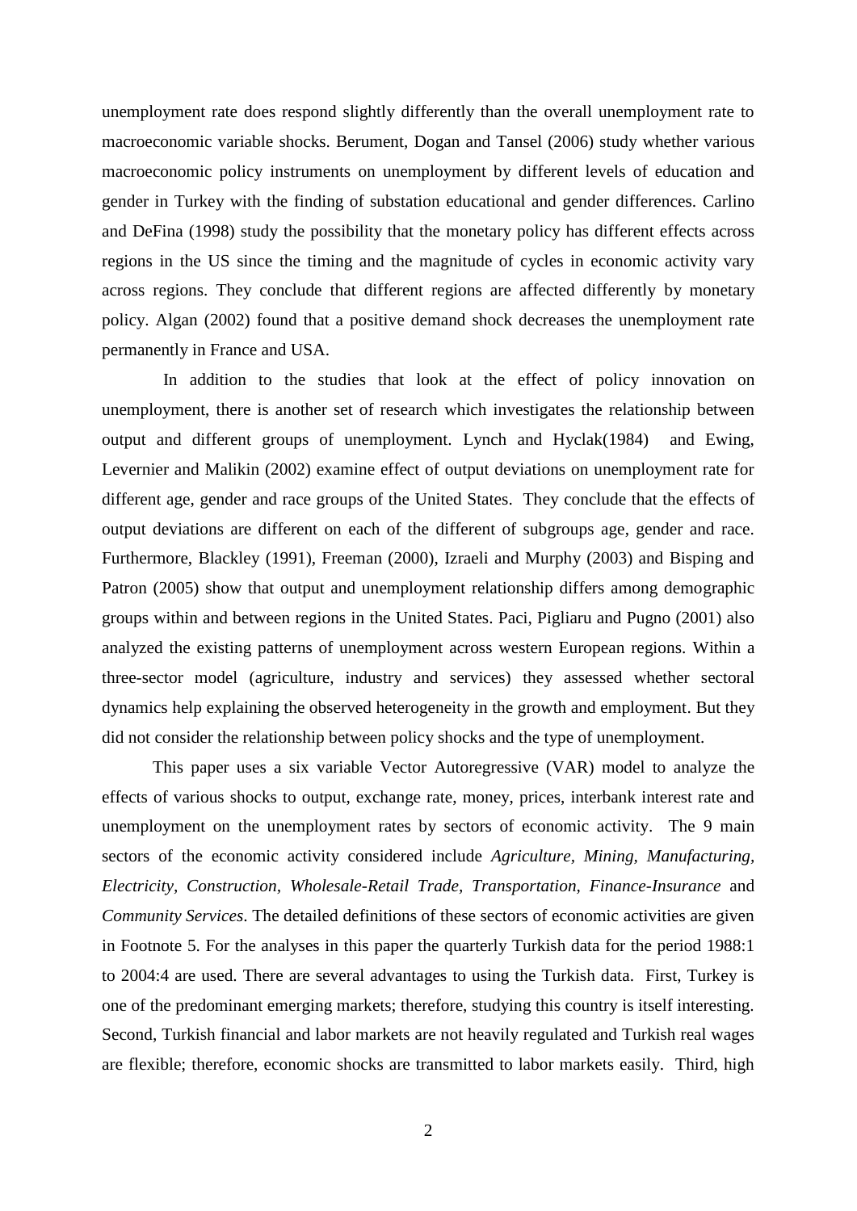unemployment rate does respond slightly differently than the overall unemployment rate to macroeconomic variable shocks. Berument, Dogan and Tansel (2006) study whether various macroeconomic policy instruments on unemployment by different levels of education and gender in Turkey with the finding of substation educational and gender differences. Carlino and DeFina (1998) study the possibility that the monetary policy has different effects across regions in the US since the timing and the magnitude of cycles in economic activity vary across regions. They conclude that different regions are affected differently by monetary policy. Algan (2002) found that a positive demand shock decreases the unemployment rate permanently in France and USA.

In addition to the studies that look at the effect of policy innovation on unemployment, there is another set of research which investigates the relationship between output and different groups of unemployment. Lynch and Hyclak(1984) and Ewing, Levernier and Malikin (2002) examine effect of output deviations on unemployment rate for different age, gender and race groups of the United States. They conclude that the effects of output deviations are different on each of the different of subgroups age, gender and race. Furthermore, Blackley (1991), Freeman (2000), Izraeli and Murphy (2003) and Bisping and Patron (2005) show that output and unemployment relationship differs among demographic groups within and between regions in the United States. Paci, Pigliaru and Pugno (2001) also analyzed the existing patterns of unemployment across western European regions. Within a three-sector model (agriculture, industry and services) they assessed whether sectoral dynamics help explaining the observed heterogeneity in the growth and employment. But they did not consider the relationship between policy shocks and the type of unemployment.

This paper uses a six variable Vector Autoregressive (VAR) model to analyze the effects of various shocks to output, exchange rate, money, prices, interbank interest rate and unemployment on the unemployment rates by sectors of economic activity. The 9 main sectors of the economic activity considered include *Agriculture*, *Mining*, *Manufacturing*, *Electricity*, *Construction*, *Wholesale-Retail Trade*, *Transportation*, *Finance-Insurance* and *Community Services*. The detailed definitions of these sectors of economic activities are given in Footnote 5. For the analyses in this paper the quarterly Turkish data for the period 1988:1 to 2004:4 are used. There are several advantages to using the Turkish data. First, Turkey is one of the predominant emerging markets; therefore, studying this country is itself interesting. Second, Turkish financial and labor markets are not heavily regulated and Turkish real wages are flexible; therefore, economic shocks are transmitted to labor markets easily. Third, high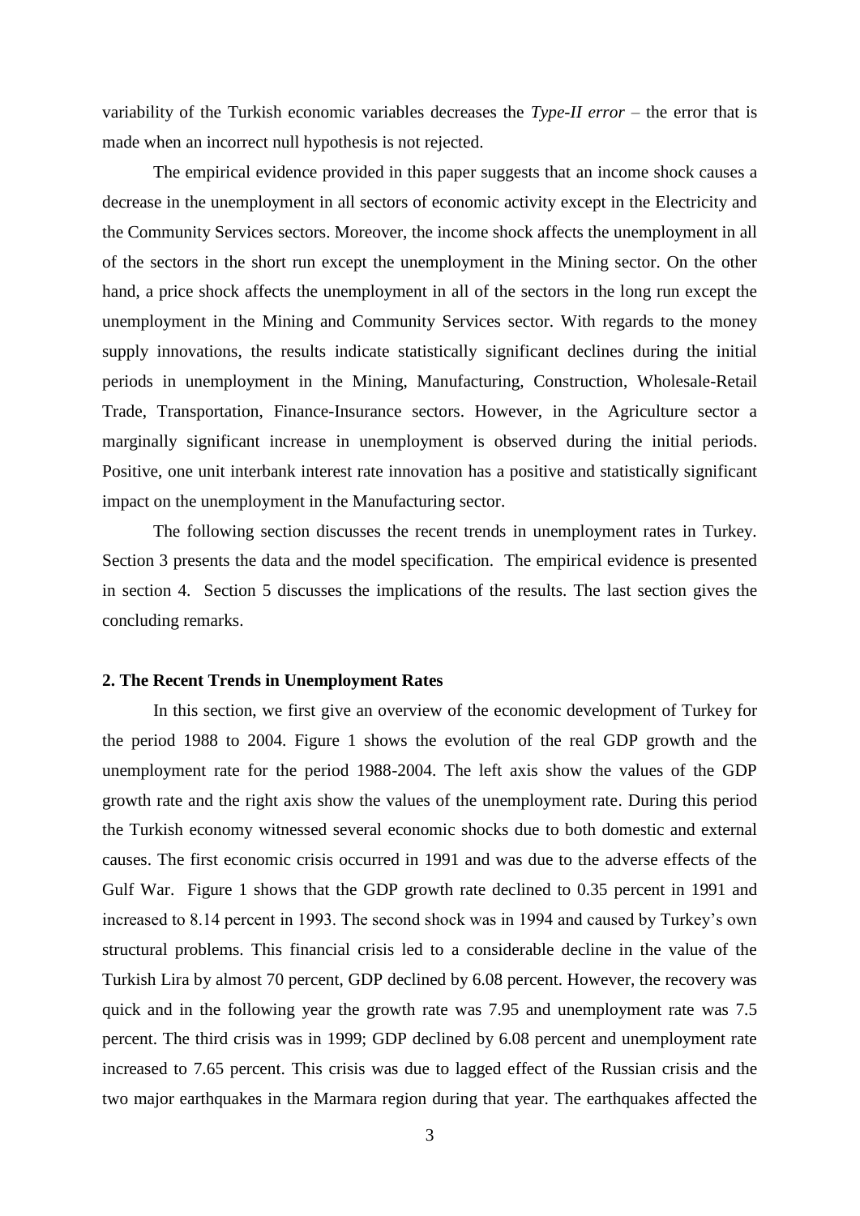variability of the Turkish economic variables decreases the *Type-II error* – the error that is made when an incorrect null hypothesis is not rejected.

The empirical evidence provided in this paper suggests that an income shock causes a decrease in the unemployment in all sectors of economic activity except in the Electricity and the Community Services sectors. Moreover, the income shock affects the unemployment in all of the sectors in the short run except the unemployment in the Mining sector. On the other hand, a price shock affects the unemployment in all of the sectors in the long run except the unemployment in the Mining and Community Services sector. With regards to the money supply innovations, the results indicate statistically significant declines during the initial periods in unemployment in the Mining, Manufacturing, Construction, Wholesale-Retail Trade, Transportation, Finance-Insurance sectors. However, in the Agriculture sector a marginally significant increase in unemployment is observed during the initial periods. Positive, one unit interbank interest rate innovation has a positive and statistically significant impact on the unemployment in the Manufacturing sector.

The following section discusses the recent trends in unemployment rates in Turkey. Section 3 presents the data and the model specification. The empirical evidence is presented in section 4. Section 5 discusses the implications of the results. The last section gives the concluding remarks.

## 2. The Recent Trends in Unemployment Rates

In this section, we first give an overview of the economic development of Turkey for the period 1988 to 2004. Figure 1 shows the evolution of the real GDP growth and the unemployment rate for the period 1988-2004. The left axis show the values of the GDP growth rate and the right axis show the values of the unemployment rate. During this period the Turkish economy witnessed several economic shocks due to both domestic and external causes. The first economic crisis occurred in 1991 and was due to the adverse effects of the Gulf War. Figure 1 shows that the GDP growth rate declined to 0.35 percent in 1991 and increased to 8.14 percent in 1993. The second shock was in 1994 and caused by Turkey's own structural problems. This financial crisis led to a considerable decline in the value of the Turkish Lira by almost 70 percent, GDP declined by 6.08 percent. However, the recovery was quick and in the following year the growth rate was 7.95 and unemployment rate was 7.5 percent. The third crisis was in 1999; GDP declined by 6.08 percent and unemployment rate increased to 7.65 percent. This crisis was due to lagged effect of the Russian crisis and the two major earthquakes in the Marmara region during that year. The earthquakes affected the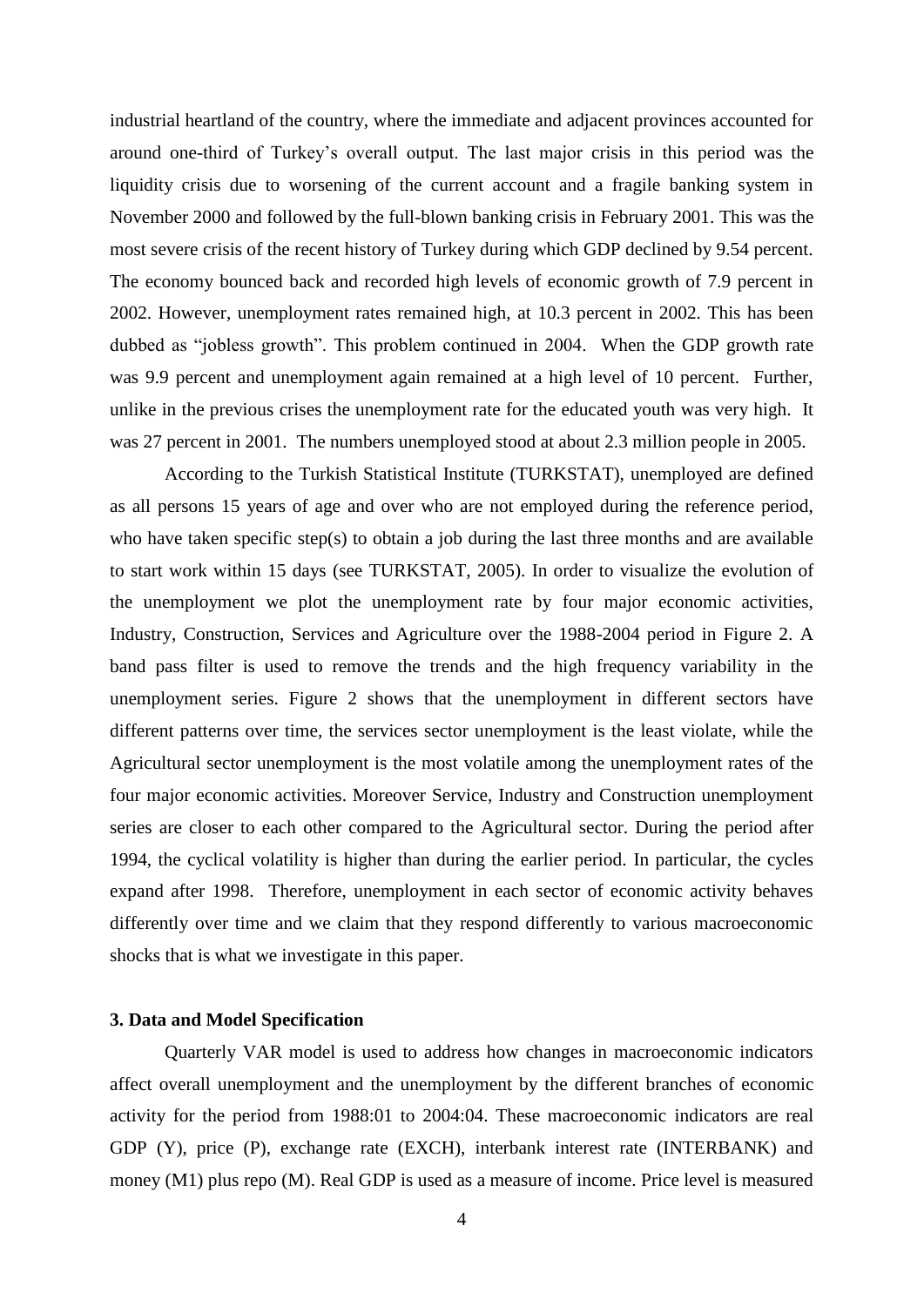industrial heartland of the country, where the immediate and adjacent provinces accounted for around one-third of Turkey's overall output. The last major crisis in this period was the liquidity crisis due to worsening of the current account and a fragile banking system in November 2000 and followed by the full-blown banking crisis in February 2001. This was the most severe crisis of the recent history of Turkey during which GDP declined by 9.54 percent. The economy bounced back and recorded high levels of economic growth of 7.9 percent in 2002. However, unemployment rates remained high, at 10.3 percent in 2002. This has been dubbed as "jobless growth". This problem continued in 2004. When the GDP growth rate was 9.9 percent and unemployment again remained at a high level of 10 percent. Further, unlike in the previous crises the unemployment rate for the educated youth was very high. It was 27 percent in 2001. The numbers unemployed stood at about 2.3 million people in 2005.

According to the Turkish Statistical Institute (TURKSTAT), unemployed are defined as all persons 15 years of age and over who are not employed during the reference period, who have taken specific step(s) to obtain a job during the last three months and are available to start work within 15 days (see TURKSTAT, 2005). In order to visualize the evolution of the unemployment we plot the unemployment rate by four major economic activities, Industry, Construction, Services and Agriculture over the 1988-2004 period in Figure 2. A band pass filter is used to remove the trends and the high frequency variability in the unemployment series. Figure 2 shows that the unemployment in different sectors have different patterns over time, the services sector unemployment is the least violate, while the Agricultural sector unemployment is the most volatile among the unemployment rates of the four major economic activities. Moreover Service, Industry and Construction unemployment series are closer to each other compared to the Agricultural sector. During the period after 1994, the cyclical volatility is higher than during the earlier period. In particular, the cycles expand after 1998. Therefore, unemployment in each sector of economic activity behaves differently over time and we claim that they respond differently to various macroeconomic shocks that is what we investigate in this paper.

### 3. Data and Model Specification

Quarterly VAR model is used to address how changes in macroeconomic indicators affect overall unemployment and the unemployment by the different branches of economic activity for the period from 1988:01 to 2004:04. These macroeconomic indicators are real GDP (Y), price (P), exchange rate (EXCH), interbank interest rate (INTERBANK) and money (M1) plus repo (M). Real GDP is used as a measure of income. Price level is measured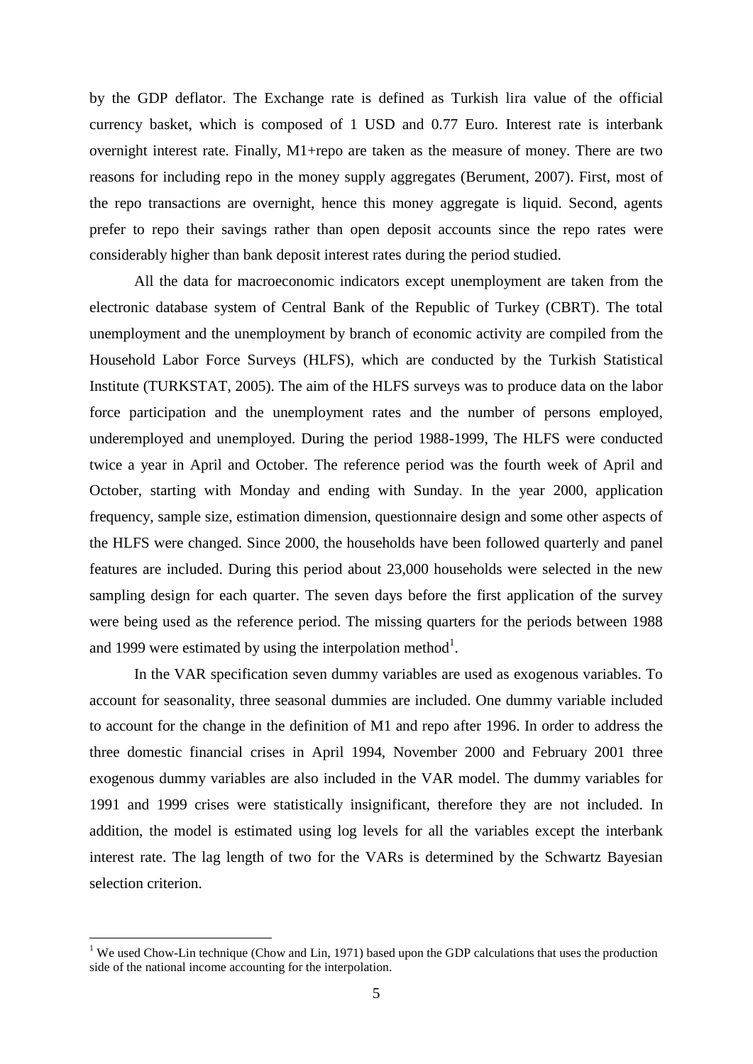by the GDP deflator. The Exchange rate is defined as Turkish lira value of the official currency basket, which is composed of 1 USD and 0.77 Euro. Interest rate is interbank overnight interest rate. Finally, M1+repo are taken as the measure of money. There are two reasons for including repo in the money supply aggregates (Berument, 2007). First, most of the repo transactions are overnight, hence this money aggregate is liquid. Second, agents prefer to repo their savings rather than open deposit accounts since the repo rates were considerably higher than bank deposit interest rates during the period studied.

All the data for macroeconomic indicators except unemployment are taken from the electronic database system of Central Bank of the Republic of Turkey (CBRT). The total unemployment and the unemployment by branch of economic activity are compiled from the Household Labor Force Surveys (HLFS), which are conducted by the Turkish Statistical Institute (TURKSTAT, 2005). The aim of the HLFS surveys was to produce data on the labor force participation and the unemployment rates and the number of persons employed, underemployed and unemployed. During the period 1988-1999, The HLFS were conducted twice a year in April and October. The reference period was the fourth week of April and October, starting with Monday and ending with Sunday. In the year 2000, application frequency, sample size, estimation dimension, questionnaire design and some other aspects of the HLFS were changed. Since 2000, the households have been followed quarterly and panel features are included. During this period about 23,000 households were selected in the new sampling design for each quarter. The seven days before the first application of the survey were being used as the reference period. The missing quarters for the periods between 1988 and 1999 were estimated by using the interpolation method[1].

In the VAR specification seven dummy variables are used as exogenous variables. To account for seasonality, three seasonal dummies are included. One dummy variable included to account for the change in the definition of M1 and repo after 1996. In order to address the three domestic financial crises in April 1994, November 2000 and February 2001 three exogenous dummy variables are also included in the VAR model. The dummy variables for 1991 and 1999 crises were statistically insignificant, therefore they are not included. In addition, the model is estimated using log levels for all the variables except the interbank interest rate. The lag length of two for the VARs is determined by the Schwartz Bayesian selection criterion.

[1] We used Chow-Lin technique (Chow and Lin, 1971) based upon the GDP calculations that uses the production side of the national income accounting for the interpolation.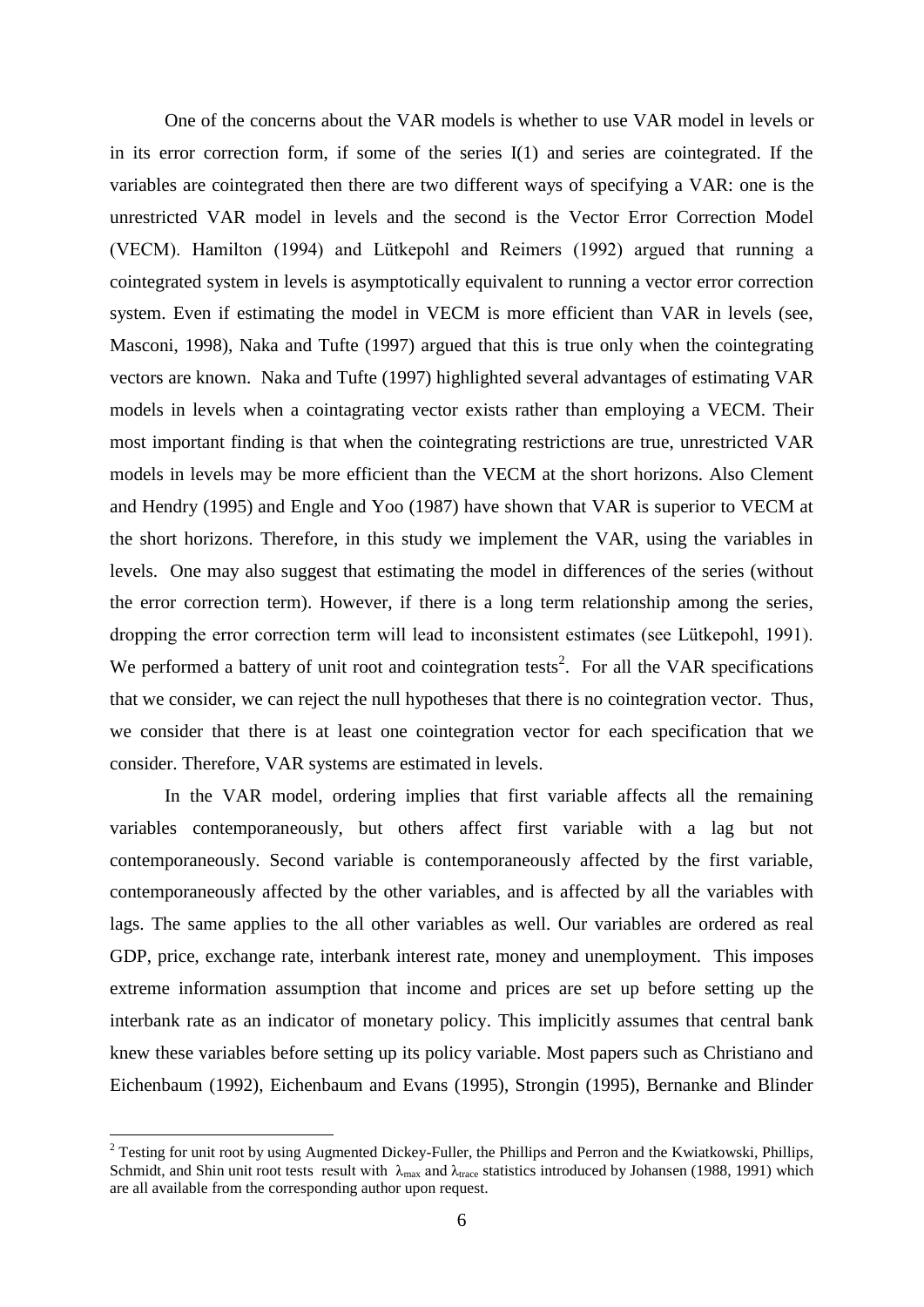One of the concerns about the VAR models is whether to use VAR model in levels or in its error correction form, if some of the series I(1) and series are cointegrated. If the variables are cointegrated then there are two different ways of specifying a VAR: one is the unrestricted VAR model in levels and the second is the Vector Error Correction Model (VECM). Hamilton (1994) and Lütkepohl and Reimers (1992) argued that running a cointegrated system in levels is asymptotically equivalent to running a vector error correction system. Even if estimating the model in VECM is more efficient than VAR in levels (see, Masconi, 1998), Naka and Tufte (1997) argued that this is true only when the cointegrating vectors are known. Naka and Tufte (1997) highlighted several advantages of estimating VAR models in levels when a cointagrating vector exists rather than employing a VECM. Their most important finding is that when the cointegrating restrictions are true, unrestricted VAR models in levels may be more efficient than the VECM at the short horizons. Also Clement and Hendry (1995) and Engle and Yoo (1987) have shown that VAR is superior to VECM at the short horizons. Therefore, in this study we implement the VAR, using the variables in levels. One may also suggest that estimating the model in differences of the series (without the error correction term). However, if there is a long term relationship among the series, dropping the error correction term will lead to inconsistent estimates (see Lütkepohl, 1991). We performed a battery of unit root and cointegration tests[2]. For all the VAR specifications that we consider, we can reject the null hypotheses that there is no cointegration vector. Thus, we consider that there is at least one cointegration vector for each specification that we consider. Therefore, VAR systems are estimated in levels.

In the VAR model, ordering implies that first variable affects all the remaining variables contemporaneously, but others affect first variable with a lag but not contemporaneously. Second variable is contemporaneously affected by the first variable, contemporaneously affected by the other variables, and is affected by all the variables with lags. The same applies to the all other variables as well. Our variables are ordered as real GDP, price, exchange rate, interbank interest rate, money and unemployment. This imposes extreme information assumption that income and prices are set up before setting up the interbank rate as an indicator of monetary policy. This implicitly assumes that central bank knew these variables before setting up its policy variable. Most papers such as Christiano and Eichenbaum (1992), Eichenbaum and Evans (1995), Strongin (1995), Bernanke and Blinder

[2] Testing for unit root by using Augmented Dickey-Fuller, the Phillips and Perron and the Kwiatkowski, Phillips, Schmidt, and Shin unit root tests result with $\lambda_{max}$ and $\lambda_{trace}$ statistics introduced by Johansen (1988, 1991) which are all available from the corresponding author upon request.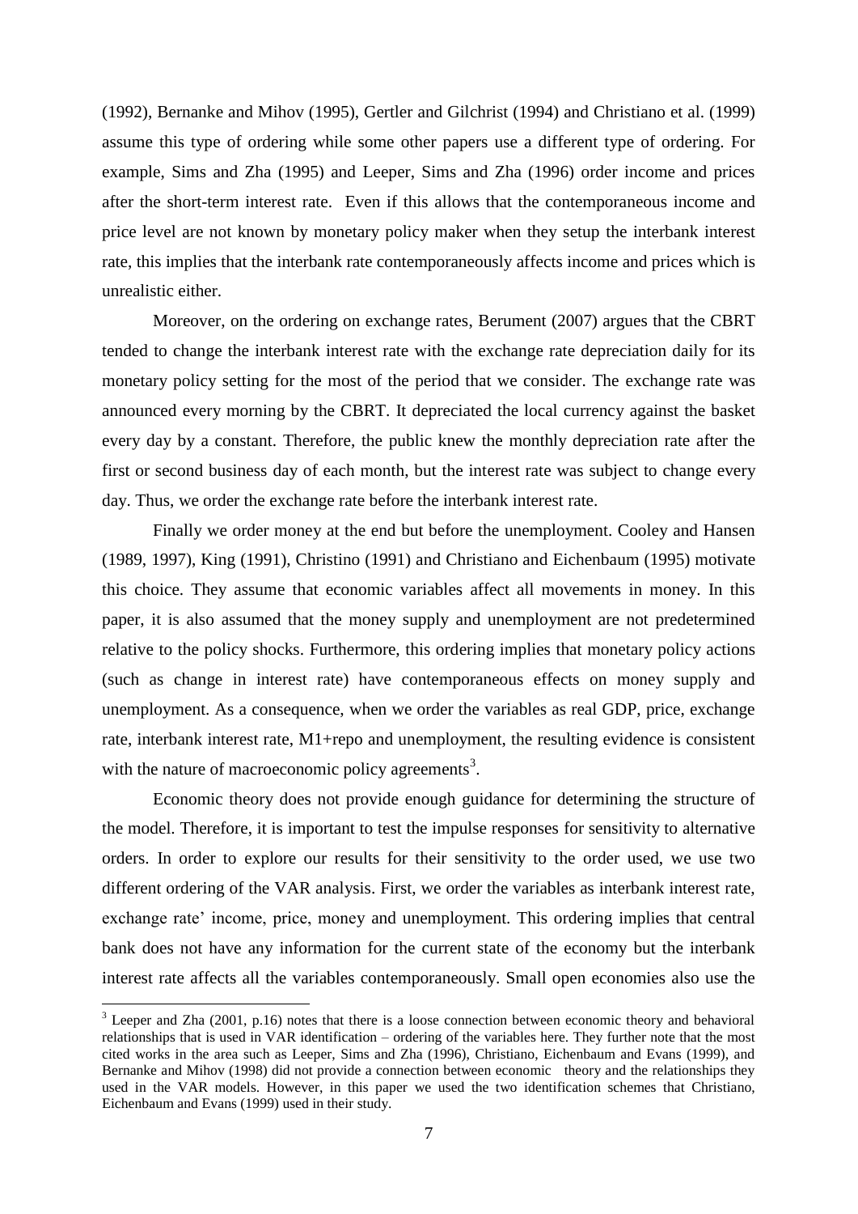(1992), Bernanke and Mihov (1995), Gertler and Gilchrist (1994) and Christiano et al. (1999) assume this type of ordering while some other papers use a different type of ordering. For example, Sims and Zha (1995) and Leeper, Sims and Zha (1996) order income and prices after the short-term interest rate. Even if this allows that the contemporaneous income and price level are not known by monetary policy maker when they setup the interbank interest rate, this implies that the interbank rate contemporaneously affects income and prices which is unrealistic either.

Moreover, on the ordering on exchange rates, Berument (2007) argues that the CBRT tended to change the interbank interest rate with the exchange rate depreciation daily for its monetary policy setting for the most of the period that we consider. The exchange rate was announced every morning by the CBRT. It depreciated the local currency against the basket every day by a constant. Therefore, the public knew the monthly depreciation rate after the first or second business day of each month, but the interest rate was subject to change every day. Thus, we order the exchange rate before the interbank interest rate.

Finally we order money at the end but before the unemployment. Cooley and Hansen (1989, 1997), King (1991), Christino (1991) and Christiano and Eichenbaum (1995) motivate this choice. They assume that economic variables affect all movements in money. In this paper, it is also assumed that the money supply and unemployment are not predetermined relative to the policy shocks. Furthermore, this ordering implies that monetary policy actions (such as change in interest rate) have contemporaneous effects on money supply and unemployment. As a consequence, when we order the variables as real GDP, price, exchange rate, interbank interest rate, M1+repo and unemployment, the resulting evidence is consistent with the nature of macroeconomic policy agreements[3].

Economic theory does not provide enough guidance for determining the structure of the model. Therefore, it is important to test the impulse responses for sensitivity to alternative orders. In order to explore our results for their sensitivity to the order used, we use two different ordering of the VAR analysis. First, we order the variables as interbank interest rate, exchange rate' income, price, money and unemployment. This ordering implies that central bank does not have any information for the current state of the economy but the interbank interest rate affects all the variables contemporaneously. Small open economies also use the

[3] Leeper and Zha (2001, p.16) notes that there is a loose connection between economic theory and behavioral relationships that is used in VAR identification – ordering of the variables here. They further note that the most cited works in the area such as Leeper, Sims and Zha (1996), Christiano, Eichenbaum and Evans (1999), and Bernanke and Mihov (1998) did not provide a connection between economic theory and the relationships they used in the VAR models. However, in this paper we used the two identification schemes that Christiano, Eichenbaum and Evans (1999) used in their study.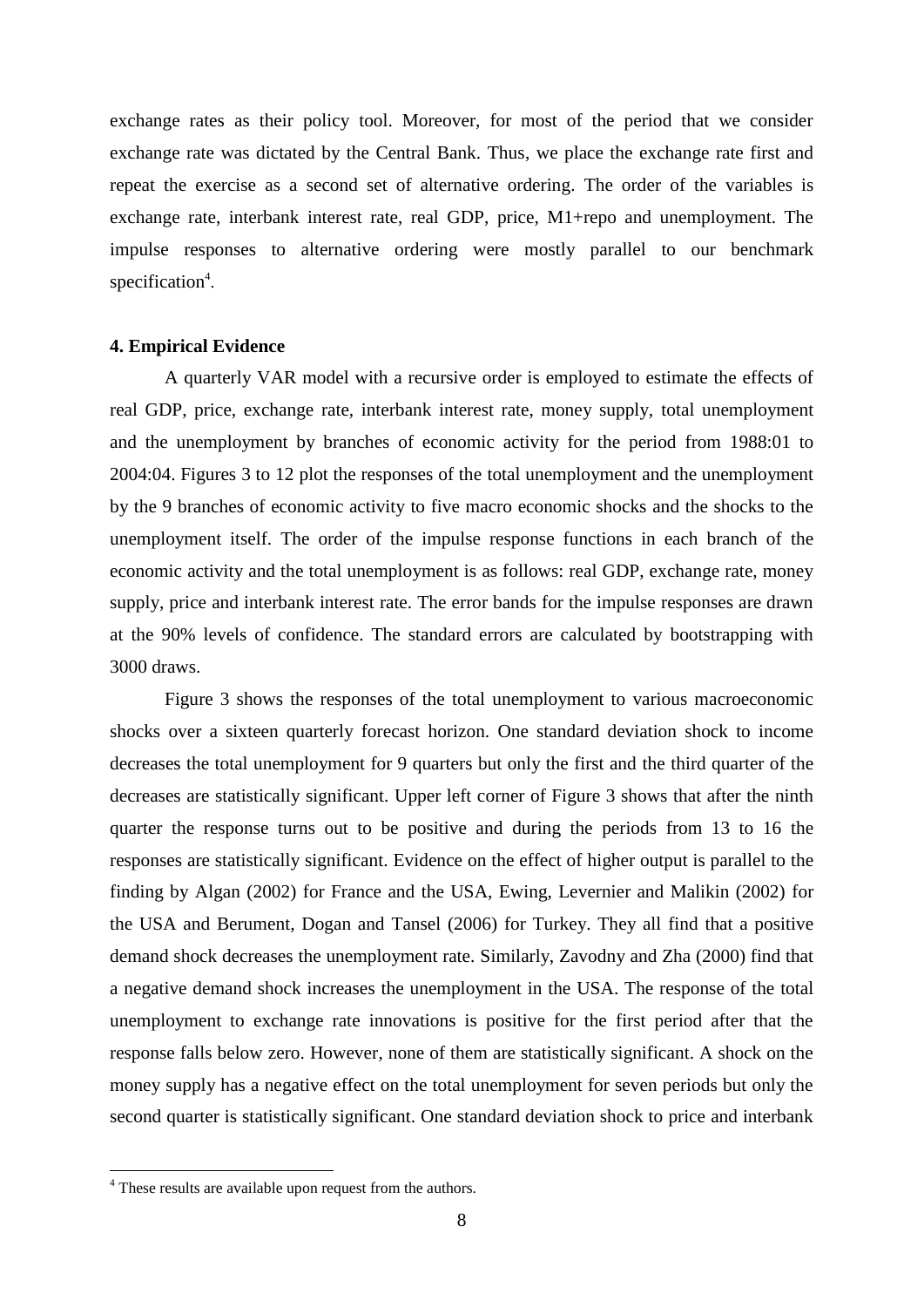exchange rates as their policy tool. Moreover, for most of the period that we consider exchange rate was dictated by the Central Bank. Thus, we place the exchange rate first and repeat the exercise as a second set of alternative ordering. The order of the variables is exchange rate, interbank interest rate, real GDP, price, M1+repo and unemployment. The impulse responses to alternative ordering were mostly parallel to our benchmark specification[4].

## 4. Empirical Evidence

A quarterly VAR model with a recursive order is employed to estimate the effects of real GDP, price, exchange rate, interbank interest rate, money supply, total unemployment and the unemployment by branches of economic activity for the period from 1988:01 to 2004:04. Figures 3 to 12 plot the responses of the total unemployment and the unemployment by the 9 branches of economic activity to five macro economic shocks and the shocks to the unemployment itself. The order of the impulse response functions in each branch of the economic activity and the total unemployment is as follows: real GDP, exchange rate, money supply, price and interbank interest rate. The error bands for the impulse responses are drawn at the 90% levels of confidence. The standard errors are calculated by bootstrapping with 3000 draws.

Figure 3 shows the responses of the total unemployment to various macroeconomic shocks over a sixteen quarterly forecast horizon. One standard deviation shock to income decreases the total unemployment for 9 quarters but only the first and the third quarter of the decreases are statistically significant. Upper left corner of Figure 3 shows that after the ninth quarter the response turns out to be positive and during the periods from 13 to 16 the responses are statistically significant. Evidence on the effect of higher output is parallel to the finding by Algan (2002) for France and the USA, Ewing, Levernier and Malikin (2002) for the USA and Berument, Dogan and Tansel (2006) for Turkey. They all find that a positive demand shock decreases the unemployment rate. Similarly, Zavodny and Zha (2000) find that a negative demand shock increases the unemployment in the USA. The response of the total unemployment to exchange rate innovations is positive for the first period after that the response falls below zero. However, none of them are statistically significant. A shock on the money supply has a negative effect on the total unemployment for seven periods but only the second quarter is statistically significant. One standard deviation shock to price and interbank

---

[4] These results are available upon request from the authors.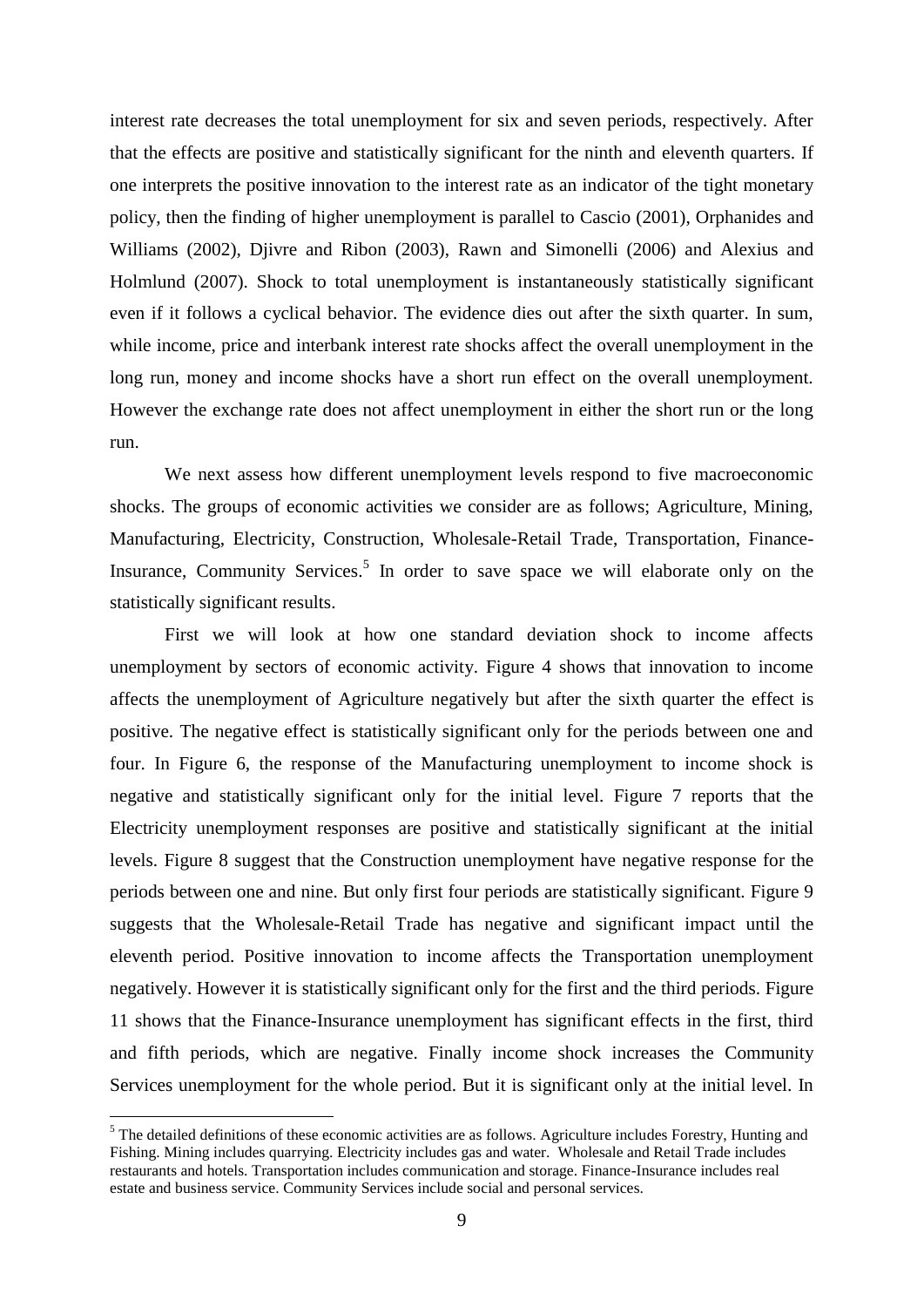interest rate decreases the total unemployment for six and seven periods, respectively. After that the effects are positive and statistically significant for the ninth and eleventh quarters. If one interprets the positive innovation to the interest rate as an indicator of the tight monetary policy, then the finding of higher unemployment is parallel to Cascio (2001), Orphanides and Williams (2002), Djivre and Ribon (2003), Rawn and Simonelli (2006) and Alexius and Holmlund (2007). Shock to total unemployment is instantaneously statistically significant even if it follows a cyclical behavior. The evidence dies out after the sixth quarter. In sum, while income, price and interbank interest rate shocks affect the overall unemployment in the long run, money and income shocks have a short run effect on the overall unemployment. However the exchange rate does not affect unemployment in either the short run or the long run.

We next assess how different unemployment levels respond to five macroeconomic shocks. The groups of economic activities we consider are as follows; Agriculture, Mining, Manufacturing, Electricity, Construction, Wholesale-Retail Trade, Transportation, Finance-Insurance, Community Services.[5] In order to save space we will elaborate only on the statistically significant results.

First we will look at how one standard deviation shock to income affects unemployment by sectors of economic activity. Figure 4 shows that innovation to income affects the unemployment of Agriculture negatively but after the sixth quarter the effect is positive. The negative effect is statistically significant only for the periods between one and four. In Figure 6, the response of the Manufacturing unemployment to income shock is negative and statistically significant only for the initial level. Figure 7 reports that the Electricity unemployment responses are positive and statistically significant at the initial levels. Figure 8 suggest that the Construction unemployment have negative response for the periods between one and nine. But only first four periods are statistically significant. Figure 9 suggests that the Wholesale-Retail Trade has negative and significant impact until the eleventh period. Positive innovation to income affects the Transportation unemployment negatively. However it is statistically significant only for the first and the third periods. Figure 11 shows that the Finance-Insurance unemployment has significant effects in the first, third and fifth periods, which are negative. Finally income shock increases the Community Services unemployment for the whole period. But it is significant only at the initial level. In

[5] The detailed definitions of these economic activities are as follows. Agriculture includes Forestry, Hunting and Fishing. Mining includes quarrying. Electricity includes gas and water. Wholesale and Retail Trade includes restaurants and hotels. Transportation includes communication and storage. Finance-Insurance includes real estate and business service. Community Services include social and personal services.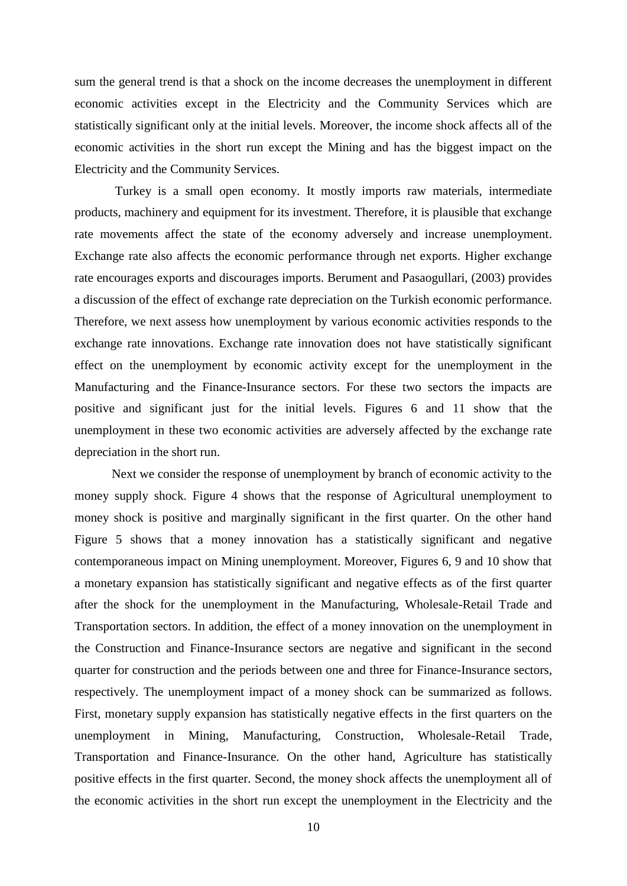sum the general trend is that a shock on the income decreases the unemployment in different economic activities except in the Electricity and the Community Services which are statistically significant only at the initial levels. Moreover, the income shock affects all of the economic activities in the short run except the Mining and has the biggest impact on the Electricity and the Community Services.

Turkey is a small open economy. It mostly imports raw materials, intermediate products, machinery and equipment for its investment. Therefore, it is plausible that exchange rate movements affect the state of the economy adversely and increase unemployment. Exchange rate also affects the economic performance through net exports. Higher exchange rate encourages exports and discourages imports. Berument and Pasaogullari, (2003) provides a discussion of the effect of exchange rate depreciation on the Turkish economic performance. Therefore, we next assess how unemployment by various economic activities responds to the exchange rate innovations. Exchange rate innovation does not have statistically significant effect on the unemployment by economic activity except for the unemployment in the Manufacturing and the Finance-Insurance sectors. For these two sectors the impacts are positive and significant just for the initial levels. Figures 6 and 11 show that the unemployment in these two economic activities are adversely affected by the exchange rate depreciation in the short run.

Next we consider the response of unemployment by branch of economic activity to the money supply shock. Figure 4 shows that the response of Agricultural unemployment to money shock is positive and marginally significant in the first quarter. On the other hand Figure 5 shows that a money innovation has a statistically significant and negative contemporaneous impact on Mining unemployment. Moreover, Figures 6, 9 and 10 show that a monetary expansion has statistically significant and negative effects as of the first quarter after the shock for the unemployment in the Manufacturing, Wholesale-Retail Trade and Transportation sectors. In addition, the effect of a money innovation on the unemployment in the Construction and Finance-Insurance sectors are negative and significant in the second quarter for construction and the periods between one and three for Finance-Insurance sectors, respectively. The unemployment impact of a money shock can be summarized as follows. First, monetary supply expansion has statistically negative effects in the first quarters on the unemployment in Mining, Manufacturing, Construction, Wholesale-Retail Trade, Transportation and Finance-Insurance. On the other hand, Agriculture has statistically positive effects in the first quarter. Second, the money shock affects the unemployment all of the economic activities in the short run except the unemployment in the Electricity and the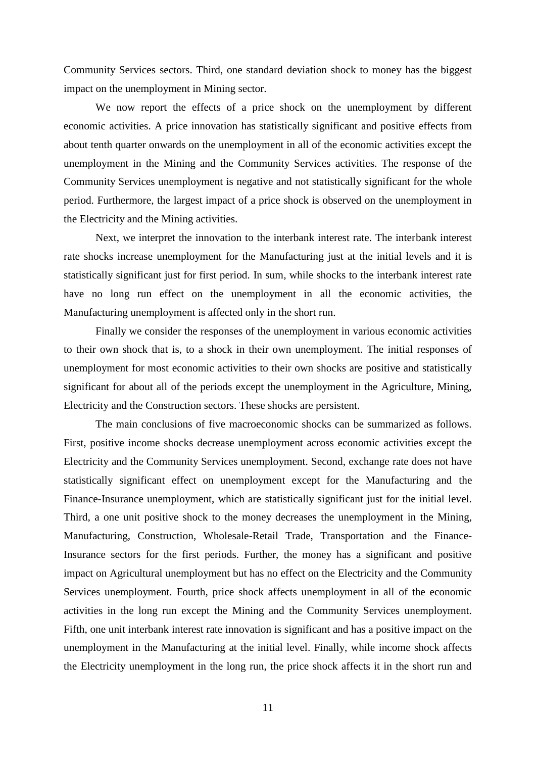Community Services sectors. Third, one standard deviation shock to money has the biggest impact on the unemployment in Mining sector.

We now report the effects of a price shock on the unemployment by different economic activities. A price innovation has statistically significant and positive effects from about tenth quarter onwards on the unemployment in all of the economic activities except the unemployment in the Mining and the Community Services activities. The response of the Community Services unemployment is negative and not statistically significant for the whole period. Furthermore, the largest impact of a price shock is observed on the unemployment in the Electricity and the Mining activities.

Next, we interpret the innovation to the interbank interest rate. The interbank interest rate shocks increase unemployment for the Manufacturing just at the initial levels and it is statistically significant just for first period. In sum, while shocks to the interbank interest rate have no long run effect on the unemployment in all the economic activities, the Manufacturing unemployment is affected only in the short run.

Finally we consider the responses of the unemployment in various economic activities to their own shock that is, to a shock in their own unemployment. The initial responses of unemployment for most economic activities to their own shocks are positive and statistically significant for about all of the periods except the unemployment in the Agriculture, Mining, Electricity and the Construction sectors. These shocks are persistent.

The main conclusions of five macroeconomic shocks can be summarized as follows. First, positive income shocks decrease unemployment across economic activities except the Electricity and the Community Services unemployment. Second, exchange rate does not have statistically significant effect on unemployment except for the Manufacturing and the Finance-Insurance unemployment, which are statistically significant just for the initial level. Third, a one unit positive shock to the money decreases the unemployment in the Mining, Manufacturing, Construction, Wholesale-Retail Trade, Transportation and the Finance-Insurance sectors for the first periods. Further, the money has a significant and positive impact on Agricultural unemployment but has no effect on the Electricity and the Community Services unemployment. Fourth, price shock affects unemployment in all of the economic activities in the long run except the Mining and the Community Services unemployment. Fifth, one unit interbank interest rate innovation is significant and has a positive impact on the unemployment in the Manufacturing at the initial level. Finally, while income shock affects the Electricity unemployment in the long run, the price shock affects it in the short run and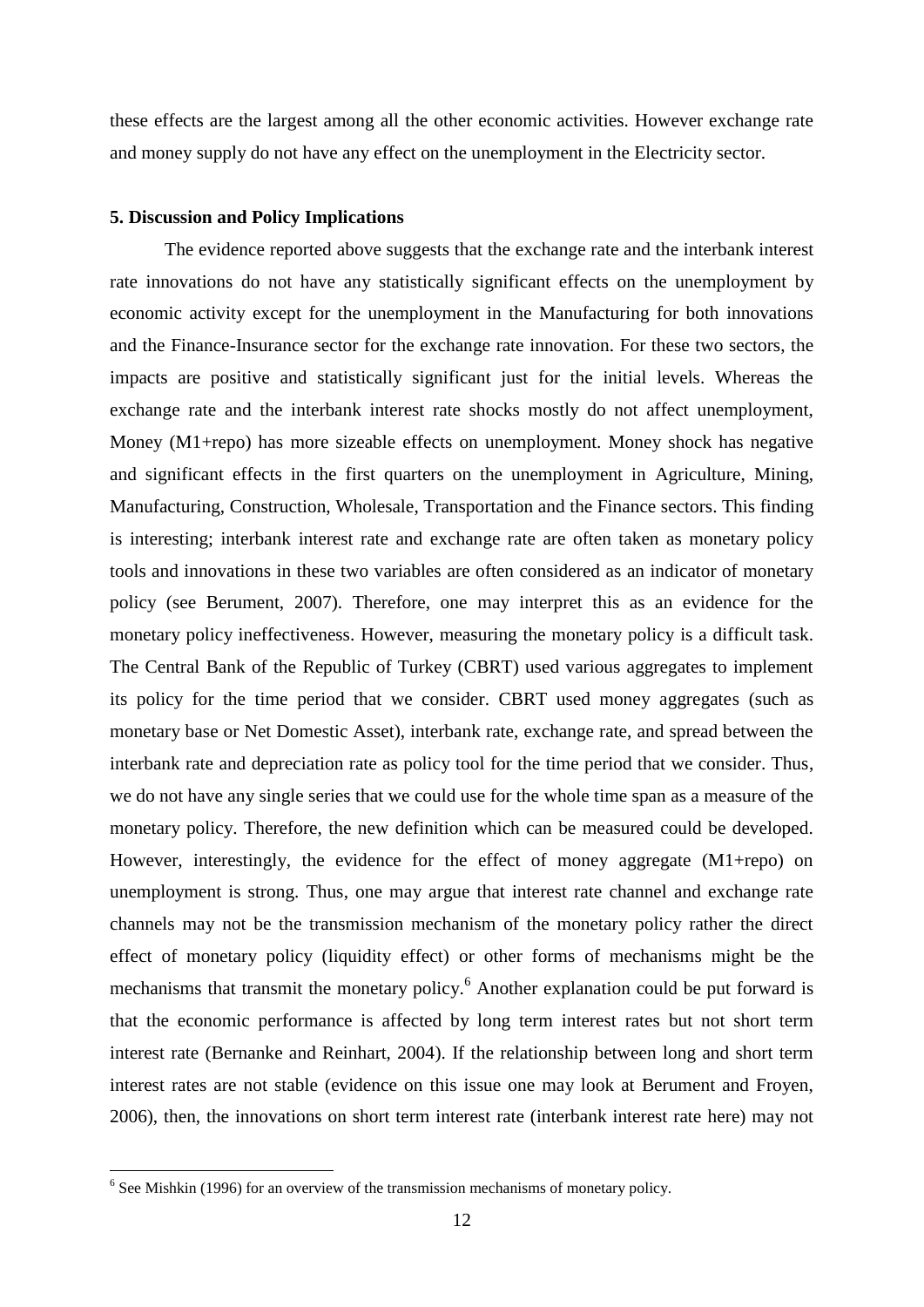these effects are the largest among all the other economic activities. However exchange rate and money supply do not have any effect on the unemployment in the Electricity sector.

## 5. Discussion and Policy Implications

The evidence reported above suggests that the exchange rate and the interbank interest rate innovations do not have any statistically significant effects on the unemployment by economic activity except for the unemployment in the Manufacturing for both innovations and the Finance-Insurance sector for the exchange rate innovation. For these two sectors, the impacts are positive and statistically significant just for the initial levels. Whereas the exchange rate and the interbank interest rate shocks mostly do not affect unemployment, Money (M1+repo) has more sizeable effects on unemployment. Money shock has negative and significant effects in the first quarters on the unemployment in Agriculture, Mining, Manufacturing, Construction, Wholesale, Transportation and the Finance sectors. This finding is interesting; interbank interest rate and exchange rate are often taken as monetary policy tools and innovations in these two variables are often considered as an indicator of monetary policy (see Berument, 2007). Therefore, one may interpret this as an evidence for the monetary policy ineffectiveness. However, measuring the monetary policy is a difficult task. The Central Bank of the Republic of Turkey (CBRT) used various aggregates to implement its policy for the time period that we consider. CBRT used money aggregates (such as monetary base or Net Domestic Asset), interbank rate, exchange rate, and spread between the interbank rate and depreciation rate as policy tool for the time period that we consider. Thus, we do not have any single series that we could use for the whole time span as a measure of the monetary policy. Therefore, the new definition which can be measured could be developed. However, interestingly, the evidence for the effect of money aggregate (M1+repo) on unemployment is strong. Thus, one may argue that interest rate channel and exchange rate channels may not be the transmission mechanism of the monetary policy rather the direct effect of monetary policy (liquidity effect) or other forms of mechanisms might be the mechanisms that transmit the monetary policy.[6] Another explanation could be put forward is that the economic performance is affected by long term interest rates but not short term interest rate (Bernanke and Reinhart, 2004). If the relationship between long and short term interest rates are not stable (evidence on this issue one may look at Berument and Froyen, 2006), then, the innovations on short term interest rate (interbank interest rate here) may not

[6] See Mishkin (1996) for an overview of the transmission mechanisms of monetary policy.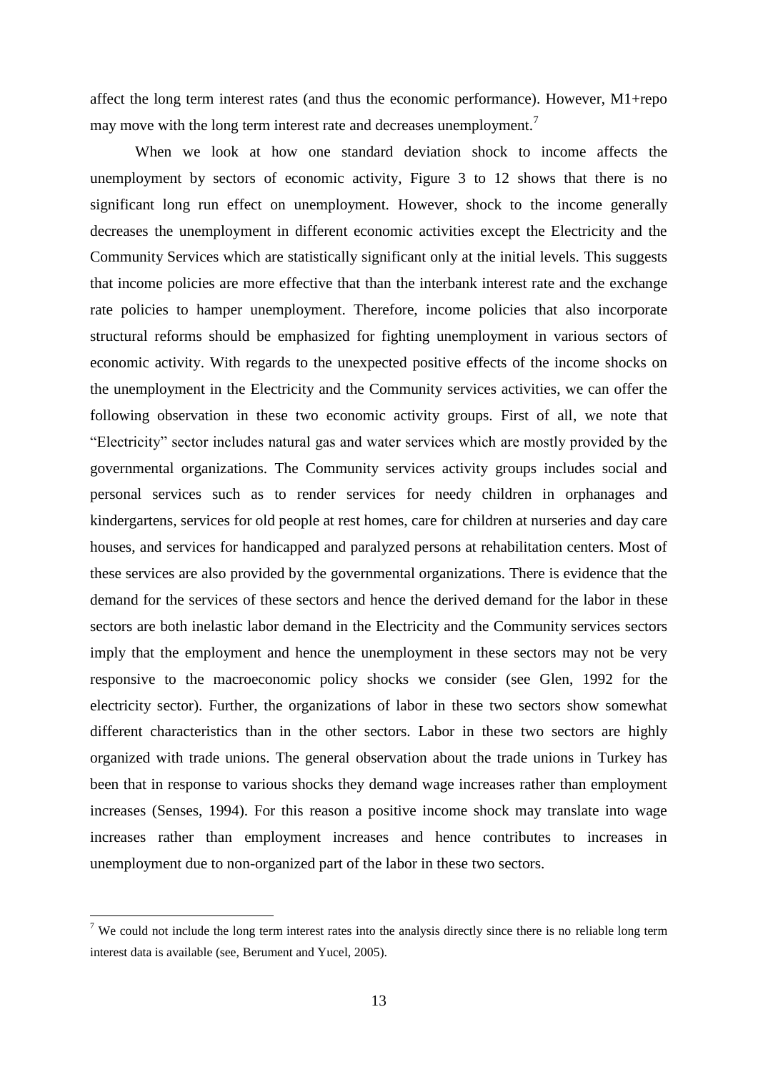affect the long term interest rates (and thus the economic performance). However, M1+repo may move with the long term interest rate and decreases unemployment.[7]

When we look at how one standard deviation shock to income affects the unemployment by sectors of economic activity, Figure 3 to 12 shows that there is no significant long run effect on unemployment. However, shock to the income generally decreases the unemployment in different economic activities except the Electricity and the Community Services which are statistically significant only at the initial levels. This suggests that income policies are more effective that than the interbank interest rate and the exchange rate policies to hamper unemployment. Therefore, income policies that also incorporate structural reforms should be emphasized for fighting unemployment in various sectors of economic activity. With regards to the unexpected positive effects of the income shocks on the unemployment in the Electricity and the Community services activities, we can offer the following observation in these two economic activity groups. First of all, we note that "Electricity" sector includes natural gas and water services which are mostly provided by the governmental organizations. The Community services activity groups includes social and personal services such as to render services for needy children in orphanages and kindergartens, services for old people at rest homes, care for children at nurseries and day care houses, and services for handicapped and paralyzed persons at rehabilitation centers. Most of these services are also provided by the governmental organizations. There is evidence that the demand for the services of these sectors and hence the derived demand for the labor in these sectors are both inelastic labor demand in the Electricity and the Community services sectors imply that the employment and hence the unemployment in these sectors may not be very responsive to the macroeconomic policy shocks we consider (see Glen, 1992 for the electricity sector). Further, the organizations of labor in these two sectors show somewhat different characteristics than in the other sectors. Labor in these two sectors are highly organized with trade unions. The general observation about the trade unions in Turkey has been that in response to various shocks they demand wage increases rather than employment increases (Senses, 1994). For this reason a positive income shock may translate into wage increases rather than employment increases and hence contributes to increases in unemployment due to non-organized part of the labor in these two sectors.

[7] We could not include the long term interest rates into the analysis directly since there is no reliable long term interest data is available (see, Berument and Yucel, 2005).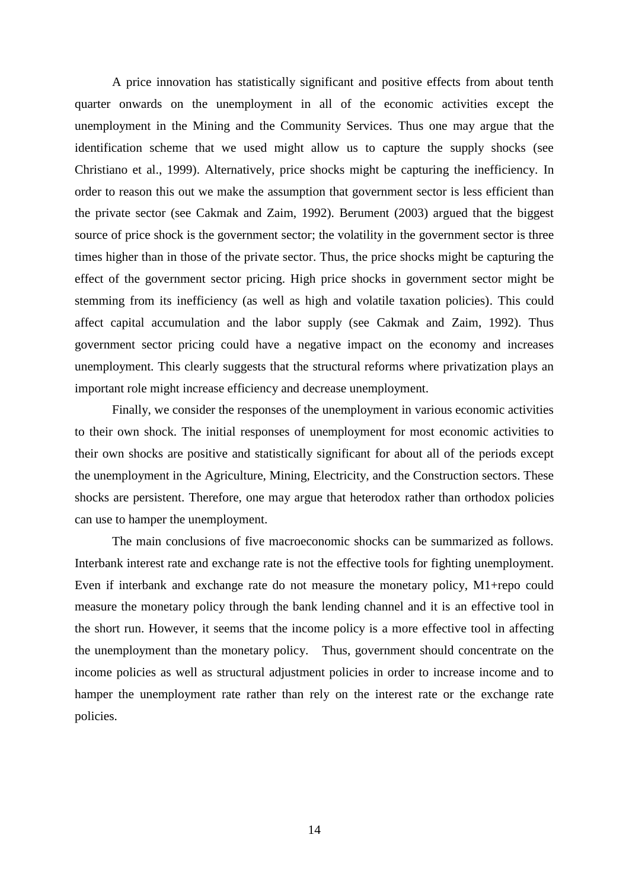A price innovation has statistically significant and positive effects from about tenth quarter onwards on the unemployment in all of the economic activities except the unemployment in the Mining and the Community Services. Thus one may argue that the identification scheme that we used might allow us to capture the supply shocks (see Christiano et al., 1999). Alternatively, price shocks might be capturing the inefficiency. In order to reason this out we make the assumption that government sector is less efficient than the private sector (see Cakmak and Zaim, 1992). Berument (2003) argued that the biggest source of price shock is the government sector; the volatility in the government sector is three times higher than in those of the private sector. Thus, the price shocks might be capturing the effect of the government sector pricing. High price shocks in government sector might be stemming from its inefficiency (as well as high and volatile taxation policies). This could affect capital accumulation and the labor supply (see Cakmak and Zaim, 1992). Thus government sector pricing could have a negative impact on the economy and increases unemployment. This clearly suggests that the structural reforms where privatization plays an important role might increase efficiency and decrease unemployment.

Finally, we consider the responses of the unemployment in various economic activities to their own shock. The initial responses of unemployment for most economic activities to their own shocks are positive and statistically significant for about all of the periods except the unemployment in the Agriculture, Mining, Electricity, and the Construction sectors. These shocks are persistent. Therefore, one may argue that heterodox rather than orthodox policies can use to hamper the unemployment.

The main conclusions of five macroeconomic shocks can be summarized as follows. Interbank interest rate and exchange rate is not the effective tools for fighting unemployment. Even if interbank and exchange rate do not measure the monetary policy, M1+repo could measure the monetary policy through the bank lending channel and it is an effective tool in the short run. However, it seems that the income policy is a more effective tool in affecting the unemployment than the monetary policy. Thus, government should concentrate on the income policies as well as structural adjustment policies in order to increase income and to hamper the unemployment rate rather than rely on the interest rate or the exchange rate policies.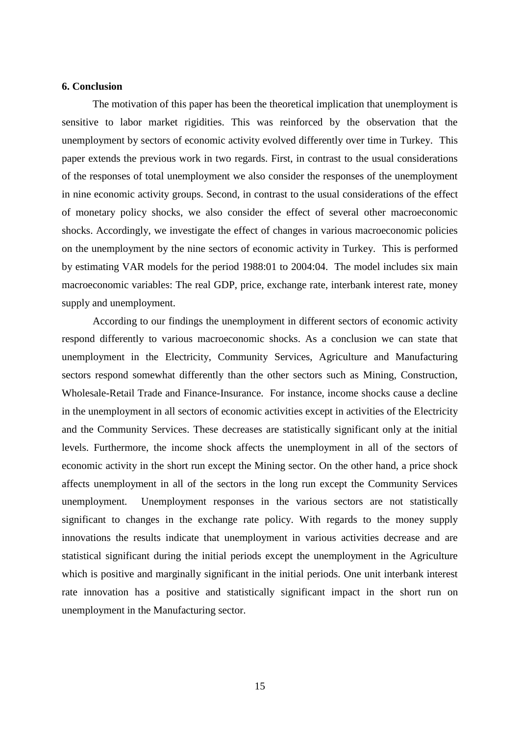## 6. Conclusion

The motivation of this paper has been the theoretical implication that unemployment is sensitive to labor market rigidities. This was reinforced by the observation that the unemployment by sectors of economic activity evolved differently over time in Turkey. This paper extends the previous work in two regards. First, in contrast to the usual considerations of the responses of total unemployment we also consider the responses of the unemployment in nine economic activity groups. Second, in contrast to the usual considerations of the effect of monetary policy shocks, we also consider the effect of several other macroeconomic shocks. Accordingly, we investigate the effect of changes in various macroeconomic policies on the unemployment by the nine sectors of economic activity in Turkey. This is performed by estimating VAR models for the period 1988:01 to 2004:04. The model includes six main macroeconomic variables: The real GDP, price, exchange rate, interbank interest rate, money supply and unemployment.

According to our findings the unemployment in different sectors of economic activity respond differently to various macroeconomic shocks. As a conclusion we can state that unemployment in the Electricity, Community Services, Agriculture and Manufacturing sectors respond somewhat differently than the other sectors such as Mining, Construction, Wholesale-Retail Trade and Finance-Insurance. For instance, income shocks cause a decline in the unemployment in all sectors of economic activities except in activities of the Electricity and the Community Services. These decreases are statistically significant only at the initial levels. Furthermore, the income shock affects the unemployment in all of the sectors of economic activity in the short run except the Mining sector. On the other hand, a price shock affects unemployment in all of the sectors in the long run except the Community Services unemployment. Unemployment responses in the various sectors are not statistically significant to changes in the exchange rate policy. With regards to the money supply innovations the results indicate that unemployment in various activities decrease and are statistical significant during the initial periods except the unemployment in the Agriculture which is positive and marginally significant in the initial periods. One unit interbank interest rate innovation has a positive and statistically significant impact in the short run on unemployment in the Manufacturing sector.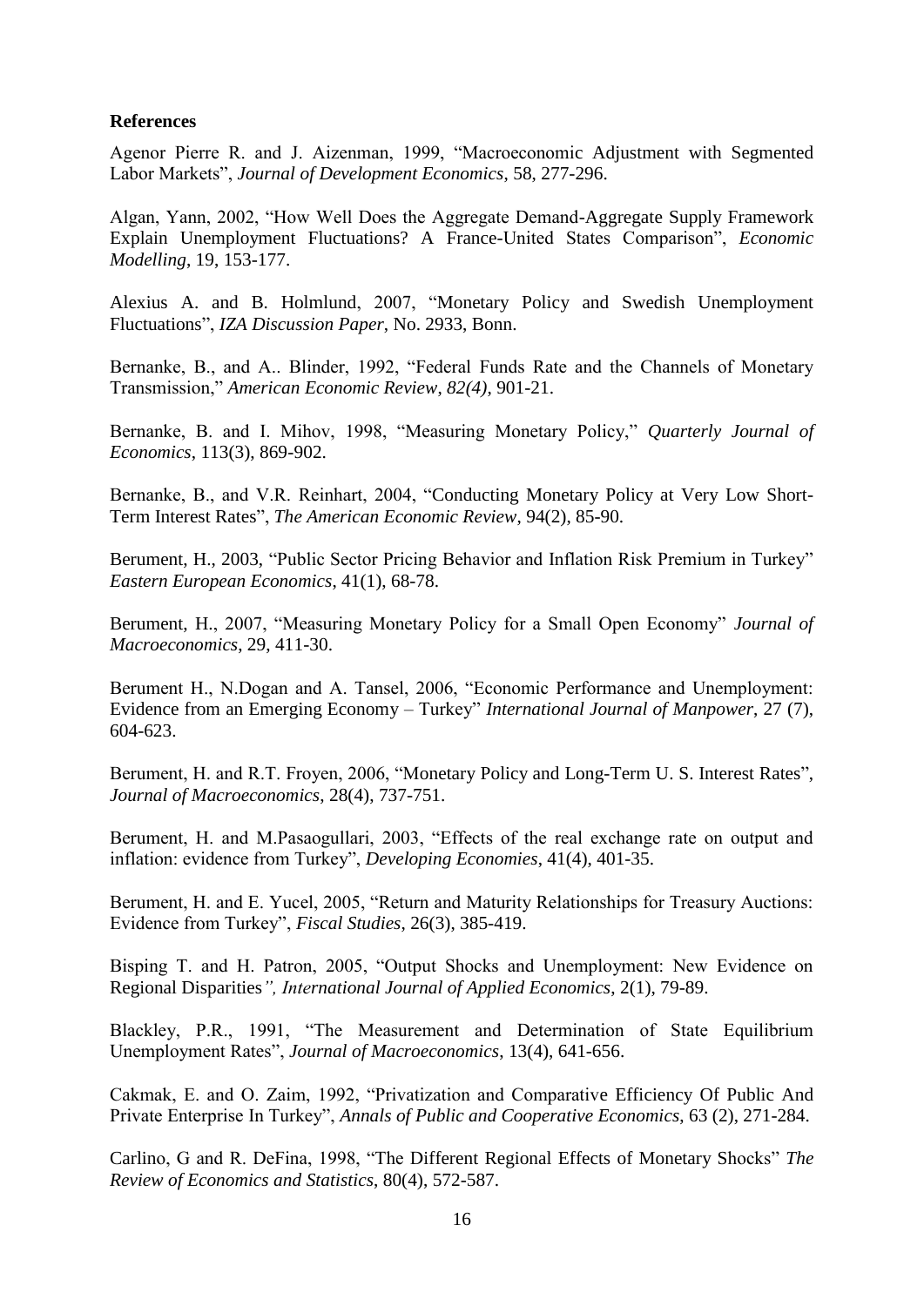**References**

Agenor Pierre R. and J. Aizenman, 1999, "Macroeconomic Adjustment with Segmented Labor Markets", *Journal of Development Economics*, 58, 277-296.

Algan, Yann, 2002, "How Well Does the Aggregate Demand-Aggregate Supply Framework Explain Unemployment Fluctuations? A France-United States Comparison", *Economic Modelling*, 19, 153-177.

Alexius A. and B. Holmlund, 2007, "Monetary Policy and Swedish Unemployment Fluctuations", *IZA Discussion Paper*, No. 2933, Bonn.

Bernanke, B., and A.. Blinder, 1992, "Federal Funds Rate and the Channels of Monetary Transmission," *American Economic Review*, *82(4)*, 901-21.

Bernanke, B. and I. Mihov, 1998, "Measuring Monetary Policy," *Quarterly Journal of Economics*, 113(3), 869-902.

Bernanke, B., and V.R. Reinhart, 2004, "Conducting Monetary Policy at Very Low Short-Term Interest Rates", *The American Economic Review*, 94(2), 85-90.

Berument, H., 2003, "Public Sector Pricing Behavior and Inflation Risk Premium in Turkey" *Eastern European Economics*, 41(1), 68-78.

Berument, H., 2007, "Measuring Monetary Policy for a Small Open Economy" *Journal of Macroeconomics*, 29, 411-30.

Berument H., N.Dogan and A. Tansel, 2006, "Economic Performance and Unemployment: Evidence from an Emerging Economy – Turkey" *International Journal of Manpower*, 27 (7), 604-623.

Berument, H. and R.T. Froyen, 2006, "Monetary Policy and Long-Term U. S. Interest Rates", *Journal of Macroeconomics*, 28(4), 737-751.

Berument, H. and M.Pasaogullari, 2003, "Effects of the real exchange rate on output and inflation: evidence from Turkey", *Developing Economies*, 41(4), 401-35.

Berument, H. and E. Yucel, 2005, "Return and Maturity Relationships for Treasury Auctions: Evidence from Turkey", *Fiscal Studies*, 26(3), 385-419.

Bisping T. and H. Patron, 2005, "Output Shocks and Unemployment: New Evidence on Regional Disparities*", International Journal of Applied Economics*, 2(1), 79-89.

Blackley, P.R., 1991, "The Measurement and Determination of State Equilibrium Unemployment Rates", *Journal of Macroeconomics*, 13(4), 641-656.

Cakmak, E. and O. Zaim, 1992, "Privatization and Comparative Efficiency Of Public And Private Enterprise In Turkey", *Annals of Public and Cooperative Economics*, 63 (2), 271-284.

Carlino, G and R. DeFina, 1998, "The Different Regional Effects of Monetary Shocks" *The Review of Economics and Statistics*, 80(4), 572-587.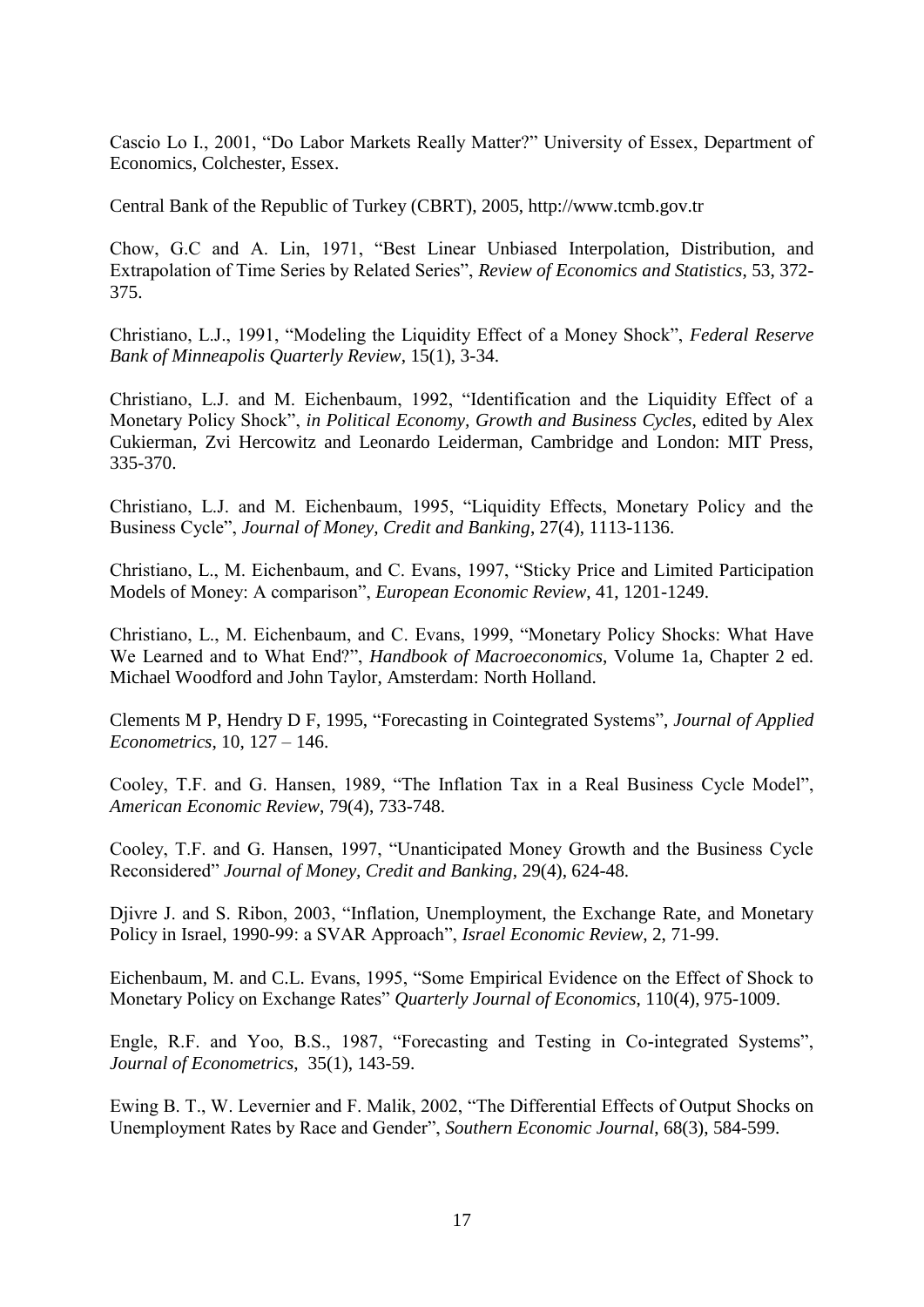Cascio Lo I., 2001, "Do Labor Markets Really Matter?" University of Essex, Department of Economics, Colchester, Essex.

Central Bank of the Republic of Turkey (CBRT), 2005, http://www.tcmb.gov.tr

Chow, G.C and A. Lin, 1971, "Best Linear Unbiased Interpolation, Distribution, and Extrapolation of Time Series by Related Series", *Review of Economics and Statistics*, 53, 372-375.

Christiano, L.J., 1991, "Modeling the Liquidity Effect of a Money Shock", *Federal Reserve Bank of Minneapolis Quarterly Review*, 15(1), 3-34.

Christiano, L.J. and M. Eichenbaum, 1992, "Identification and the Liquidity Effect of a Monetary Policy Shock", *in Political Economy, Growth and Business Cycles*, edited by Alex Cukierman, Zvi Hercowitz and Leonardo Leiderman, Cambridge and London: MIT Press, 335-370.

Christiano, L.J. and M. Eichenbaum, 1995, "Liquidity Effects, Monetary Policy and the Business Cycle", *Journal of Money, Credit and Banking*, 27(4), 1113-1136.

Christiano, L., M. Eichenbaum, and C. Evans, 1997, "Sticky Price and Limited Participation Models of Money: A comparison", *European Economic Review*, 41, 1201-1249.

Christiano, L., M. Eichenbaum, and C. Evans, 1999, "Monetary Policy Shocks: What Have We Learned and to What End?", *Handbook of Macroeconomics*, Volume 1a, Chapter 2 ed. Michael Woodford and John Taylor, Amsterdam: North Holland.

Clements M P, Hendry D F, 1995, "Forecasting in Cointegrated Systems", *Journal of Applied Econometrics*, 10, 127 – 146.

Cooley, T.F. and G. Hansen, 1989, "The Inflation Tax in a Real Business Cycle Model", *American Economic Review*, 79(4), 733-748.

Cooley, T.F. and G. Hansen, 1997, "Unanticipated Money Growth and the Business Cycle Reconsidered" *Journal of Money, Credit and Banking*, 29(4), 624-48.

Djivre J. and S. Ribon, 2003, "Inflation, Unemployment, the Exchange Rate, and Monetary Policy in Israel, 1990-99: a SVAR Approach", *Israel Economic Review*, 2, 71-99.

Eichenbaum, M. and C.L. Evans, 1995, "Some Empirical Evidence on the Effect of Shock to Monetary Policy on Exchange Rates" *Quarterly Journal of Economics*, 110(4), 975-1009.

Engle, R.F. and Yoo, B.S., 1987, "Forecasting and Testing in Co-integrated Systems", *Journal of Econometrics*, 35(1), 143-59.

Ewing B. T., W. Levernier and F. Malik, 2002, "The Differential Effects of Output Shocks on Unemployment Rates by Race and Gender", *Southern Economic Journal*, 68(3), 584-599.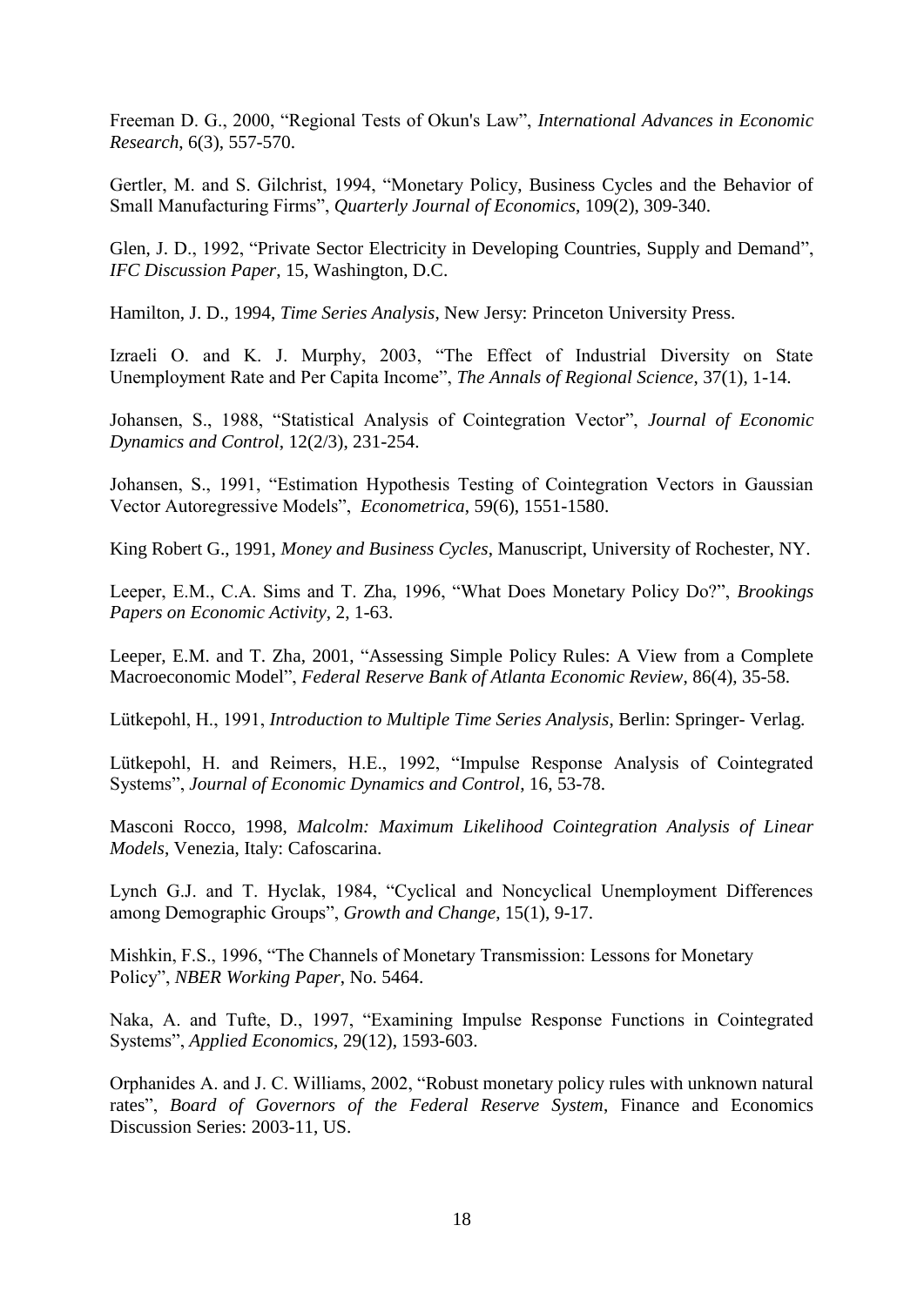Freeman D. G., 2000, “Regional Tests of Okun's Law”, *International Advances in Economic Research*, 6(3), 557-570.

Gertler, M. and S. Gilchrist, 1994, “Monetary Policy, Business Cycles and the Behavior of Small Manufacturing Firms”, *Quarterly Journal of Economics*, 109(2), 309-340.

Glen, J. D., 1992, “Private Sector Electricity in Developing Countries, Supply and Demand”, *IFC Discussion Paper*, 15, Washington, D.C.

Hamilton, J. D., 1994, *Time Series Analysis*, New Jersy: Princeton University Press.

Izraeli O. and K. J. Murphy, 2003, “The Effect of Industrial Diversity on State Unemployment Rate and Per Capita Income”, *The Annals of Regional Science*, 37(1), 1-14.

Johansen, S., 1988, “Statistical Analysis of Cointegration Vector”, *Journal of Economic Dynamics and Control*, 12(2/3), 231-254.

Johansen, S., 1991, “Estimation Hypothesis Testing of Cointegration Vectors in Gaussian Vector Autoregressive Models”, *Econometrica*, 59(6), 1551-1580.

King Robert G., 1991, *Money and Business Cycles*, Manuscript, University of Rochester, NY.

Leeper, E.M., C.A. Sims and T. Zha, 1996, “What Does Monetary Policy Do?”, *Brookings Papers on Economic Activity*, 2, 1-63.

Leeper, E.M. and T. Zha, 2001, “Assessing Simple Policy Rules: A View from a Complete Macroeconomic Model”, *Federal Reserve Bank of Atlanta Economic Review*, 86(4), 35-58.

Lütkepohl, H., 1991, *Introduction to Multiple Time Series Analysis*, Berlin: Springer- Verlag.

Lütkepohl, H. and Reimers, H.E., 1992, “Impulse Response Analysis of Cointegrated Systems”, *Journal of Economic Dynamics and Control*, 16, 53-78.

Masconi Rocco, 1998, *Malcolm: Maximum Likelihood Cointegration Analysis of Linear Models*, Venezia, Italy: Cafoscarina.

Lynch G.J. and T. Hyclak, 1984, “Cyclical and Noncyclical Unemployment Differences among Demographic Groups”, *Growth and Change*, 15(1), 9-17.

Mishkin, F.S., 1996, “The Channels of Monetary Transmission: Lessons for Monetary Policy”, *NBER Working Paper*, No. 5464.

Naka, A. and Tufte, D., 1997, “Examining Impulse Response Functions in Cointegrated Systems”, *Applied Economics*, 29(12), 1593-603.

Orphanides A. and J. C. Williams, 2002, “Robust monetary policy rules with unknown natural rates”, *Board of Governors of the Federal Reserve System*, Finance and Economics Discussion Series: 2003-11, US.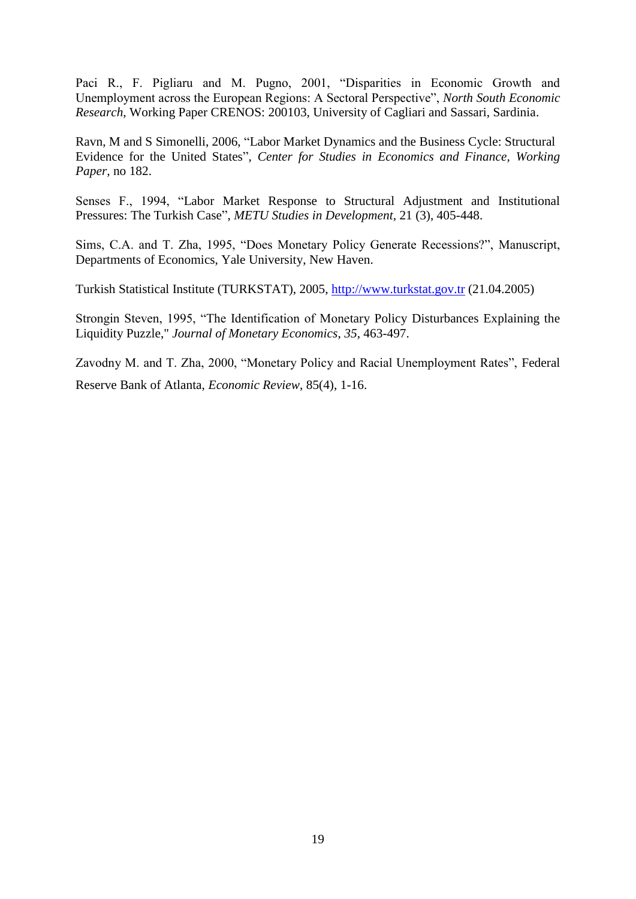Paci R., F. Pigliaru and M. Pugno, 2001, "Disparities in Economic Growth and Unemployment across the European Regions: A Sectoral Perspective", *North South Economic Research*, Working Paper CRENOS: 200103, University of Cagliari and Sassari, Sardinia.

Ravn, M and S Simonelli, 2006, "Labor Market Dynamics and the Business Cycle: Structural Evidence for the United States", *Center for Studies in Economics and Finance, Working Paper*, no 182.

Senses F., 1994, "Labor Market Response to Structural Adjustment and Institutional Pressures: The Turkish Case", *METU Studies in Development*, 21 (3), 405-448.

Sims, C.A. and T. Zha, 1995, "Does Monetary Policy Generate Recessions?", Manuscript, Departments of Economics, Yale University, New Haven.

Turkish Statistical Institute (TURKSTAT), 2005, http://www.turkstat.gov.tr (21.04.2005)

Strongin Steven, 1995, "The Identification of Monetary Policy Disturbances Explaining the Liquidity Puzzle," *Journal of Monetary Economics*, *35*, 463-497.

Zavodny M. and T. Zha, 2000, "Monetary Policy and Racial Unemployment Rates", Federal Reserve Bank of Atlanta, *Economic Review*, 85(4), 1-16.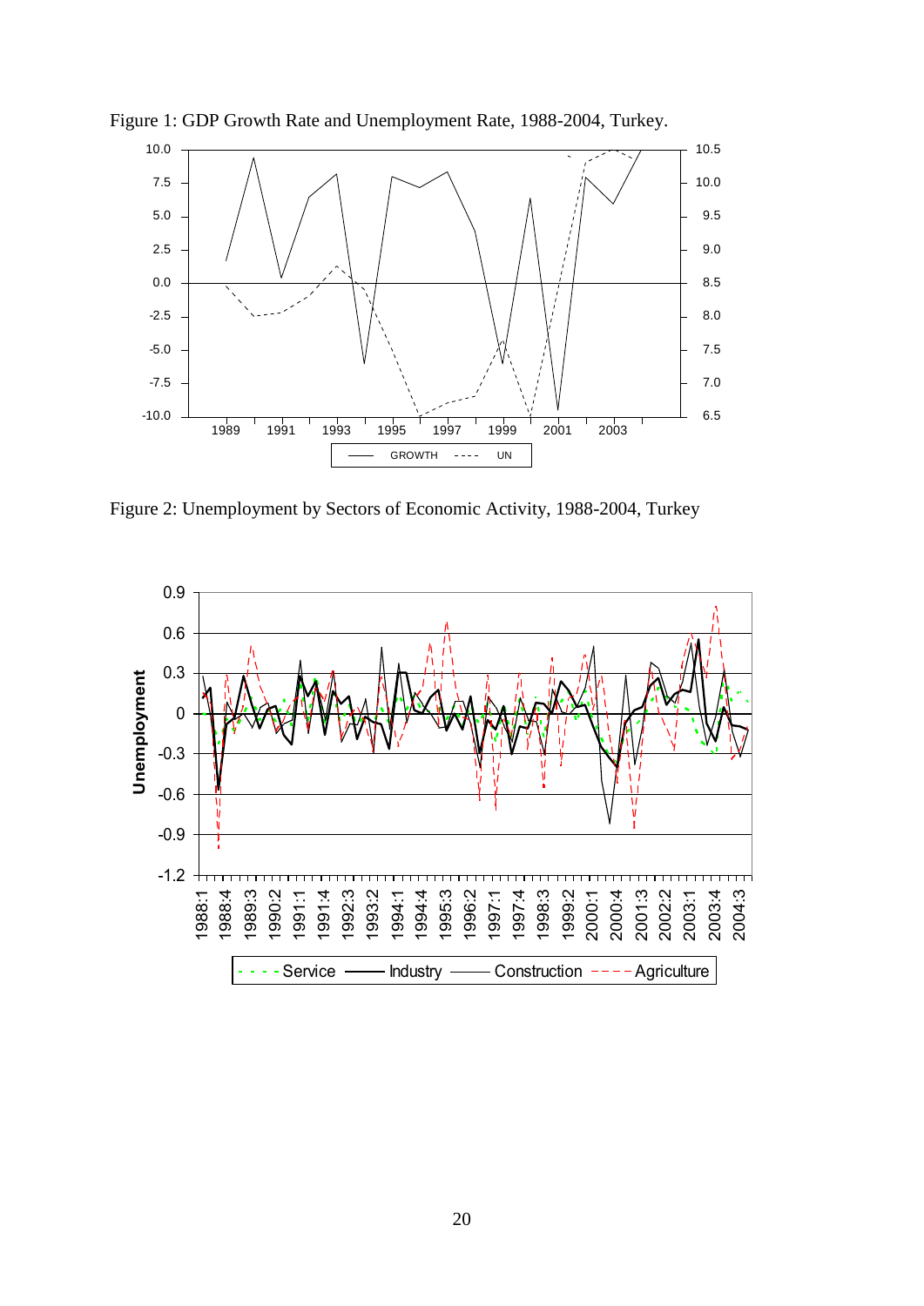Figure 1: GDP Growth Rate and Unemployment Rate, 1988-2004, Turkey.

Figure 2: Unemployment by Sectors of Economic Activity, 1988-2004, Turkey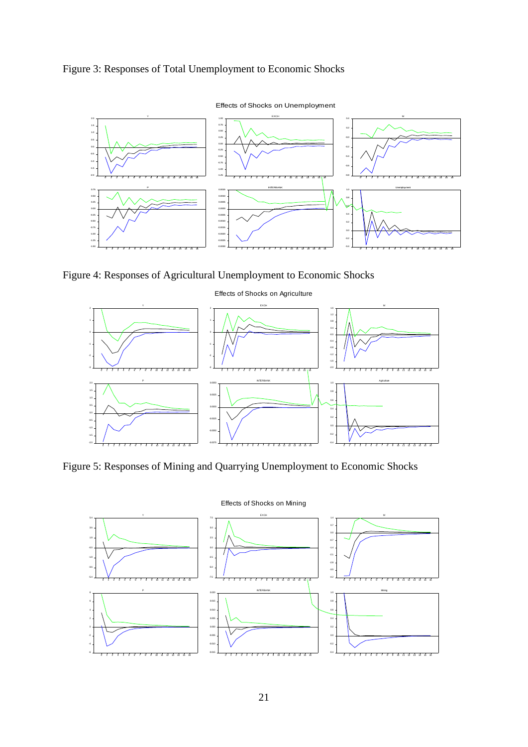Figure 3: Responses of Total Unemployment to Economic Shocks

Figure 4: Responses of Agricultural Unemployment to Economic Shocks

Figure 5: Responses of Mining and Quarrying Unemployment to Economic Shocks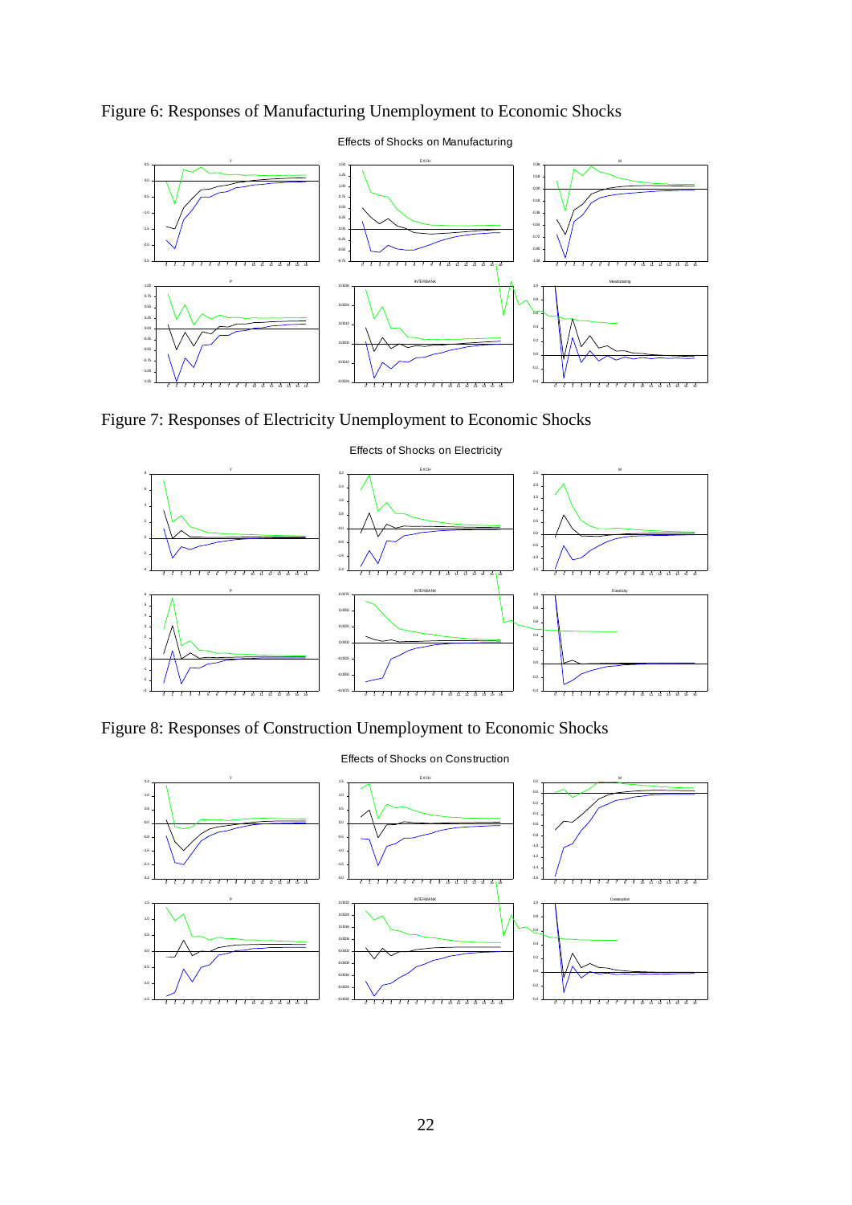Figure 6: Responses of Manufacturing Unemployment to Economic Shocks

Figure 7: Responses of Electricity Unemployment to Economic Shocks

Figure 8: Responses of Construction Unemployment to Economic Shocks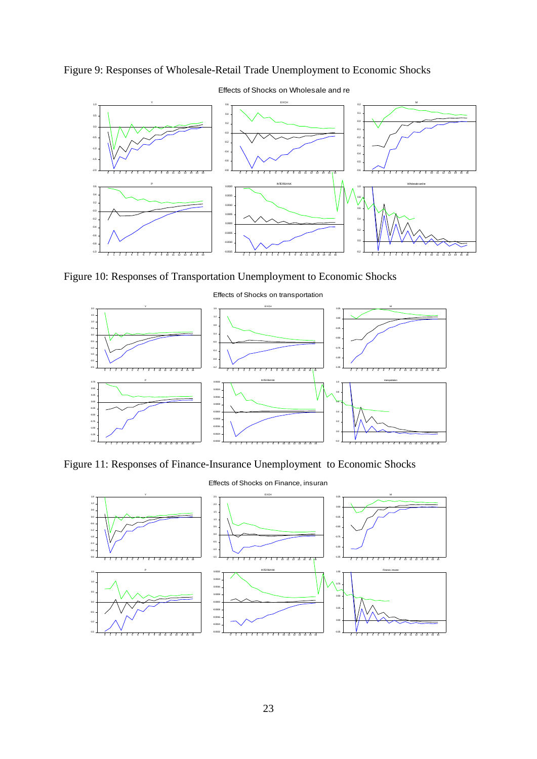Figure 9: Responses of Wholesale-Retail Trade Unemployment to Economic Shocks

Figure 10: Responses of Transportation Unemployment to Economic Shocks

Figure 11: Responses of Finance-Insurance Unemployment to Economic Shocks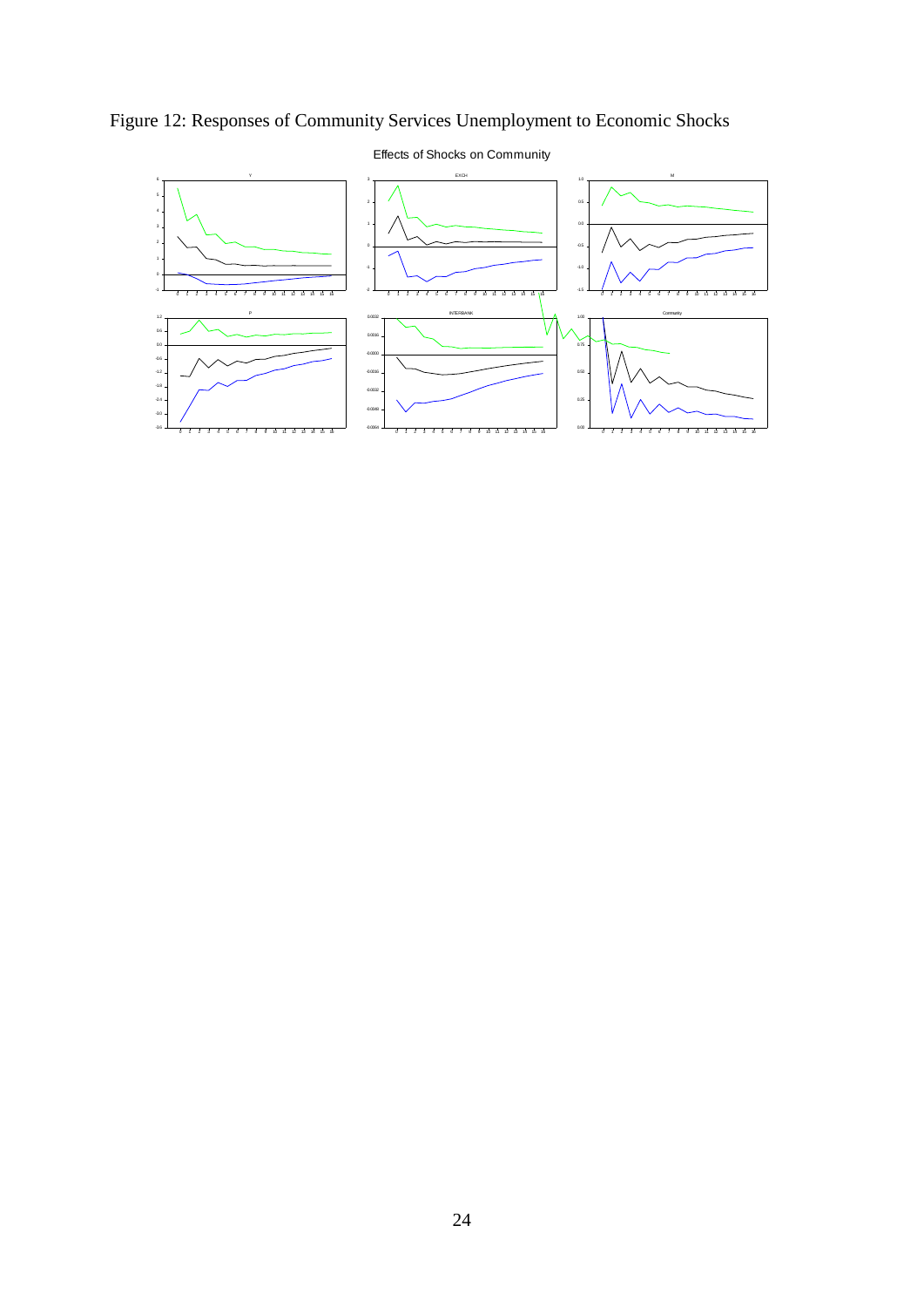Figure 12: Responses of Community Services Unemployment to Economic Shocks

Effects of Shocks on Community

Y

EXCH

M

P

INTERBANK

Community